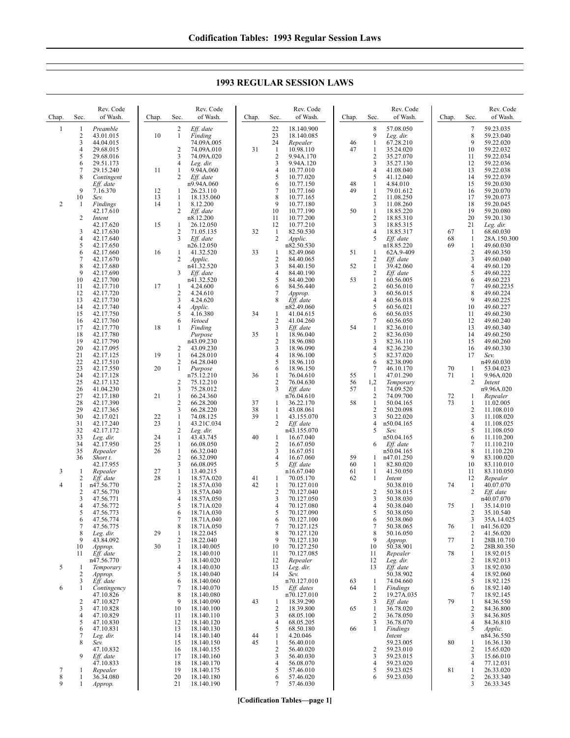# 1993 REGULAR SESSION LAWS

| Chap. | Sec. | Rev. Code of Wash. |
|---|---|---|
| 1 | 1 | *Preamble* |
| | 2 | 43.01.015 |
| | 3 | 44.04.015 |
| | 4 | 29.68.015 |
| | 5 | 29.68.016 |
| | 6 | 29.51.173 |
| | 7 | 29.15.240 |
| | 8 | *Contingent Eff. date* |
| | 9 | 7.16.370 |
| | 10 | *Sev.* |
| 2 | 1 | *Findings* 42.17.610 |
| | 2 | *Intent* 42.17.620 |
| | 3 | 42.17.630 |
| | 4 | 42.17.640 |
| | 5 | 42.17.650 |
| | 6 | 42.17.660 |
| | 7 | 42.17.670 |
| | 8 | 42.17.680 |
| | 9 | 42.17.690 |
| | 10 | 42.17.700 |
| | 11 | 42.17.710 |
| | 12 | 42.17.720 |
| | 13 | 42.17.730 |
| | 14 | 42.17.740 |
| | 15 | 42.17.750 |
| | 16 | 42.17.760 |
| | 17 | 42.17.770 |
| | 18 | 42.17.780 |
| | 19 | 42.17.790 |
| | 20 | 42.17.095 |
| | 21 | 42.17.125 |
| | 22 | 42.17.510 |
| | 23 | 42.17.550 |
| | 24 | 42.17.128 |
| | 25 | 42.17.132 |
| | 26 | 41.04.230 |
| | 27 | 42.17.180 |
| | 28 | 42.17.390 |
| | 29 | 42.17.365 |
| | 30 | 42.17.021 |
| | 31 | 42.17.240 |
| | 32 | 42.17.172 |
| | 33 | *Leg. dir.* |
| | 34 | 42.17.950 |
| | 35 | *Repealer* |
| | 36 | *Short t.* 42.17.955 |
| 3 | 1 | *Repealer* |
| | 2 | *Eff. date* n47.56.770 |
| 4 | 1 | n47.56.770 |
| | 2 | 47.56.770 |
| | 3 | 47.56.771 |
| | 4 | 47.56.772 |
| | 5 | 47.56.773 |
| | 6 | 47.56.774 |
| | 7 | 47.56.775 |
| | 8 | *Leg. dir.* |
| | 9 | 43.84.092 |
| | 10 | *Approp.* |
| | 11 | *Eff. date* n47.56.770 |
| 5 | 1 | *Temporary* |
| | 2 | *Approp.* |
| | 3 | *Eff. date* |
| 6 | 1 | *Contingency* 47.10.826 |
| | 2 | 47.10.827 |
| | 3 | 47.10.828 |
| | 4 | 47.10.829 |
| | 5 | 47.10.830 |
| | 6 | 47.10.831 |
| | 7 | *Leg. dir.* |
| | 8 | *Sev.* 47.10.832 |
| | 9 | *Eff. date* 47.10.833 |
| 7 | 1 | *Repealer* |
| 8 | 1 | 36.34.080 |
| 9 | 1 | *Approp.* |
| | 2 | *Eff. date* |
| 10 | 1 | *Finding* 74.09A.005 |
| | 2 | 74.09A.010 |
| | 3 | 74.09A.020 |
| | 4 | *Leg. dir.* |
| 11 | 1 | 9.94A.060 |
| | 2 | *Eff. date* n9.94A.060 |
| 12 | 1 | 26.23.110 |
| 13 | 1 | 18.135.060 |
| 14 | 1 | 8.12.200 |
| | 2 | *Eff. date* n8.12.200 |
| 15 | 1 | 26.12.050 |
| | 2 | 71.05.135 |
| | 3 | *Eff. date* n26.12.050 |
| 16 | 1 | 41.32.520 |
| | 2 | *Applic.* n41.32.520 |
| | 3 | *Eff. date* n41.32.520 |
| 17 | 1 | 4.24.600 |
| | 2 | 4.24.610 |
| | 3 | 4.24.620 |
| | 4 | *Applic.* |
| | 5 | 4.16.380 |
| | 6 | *Vetoed* |
| 18 | 1 | *Finding Purpose* n43.09.230 |
| | 2 | 43.09.230 |
| 19 | 1 | 64.28.010 |
| | 2 | 64.28.040 |
| 20 | 1 | *Purpose* n75.12.210 |
| | 2 | 75.12.210 |
| | 3 | 75.28.012 |
| 21 | 1 | 66.24.360 |
| | 2 | 66.28.200 |
| | 3 | 66.28.220 |
| 22 | 1 | 74.08.125 |
| 23 | 1 | 43.21C.034 |
| | 2 | *Leg. dir.* |
| 24 | 1 | 43.43.745 |
| 25 | 1 | 66.08.050 |
| 26 | 1 | 66.32.040 |
| | 2 | 66.32.090 |
| | 3 | 66.08.095 |
| 27 | 1 | 13.40.215 |
| 28 | 1 | 18.57A.020 |
| | 2 | 18.57A.030 |
| | 3 | 18.57A.040 |
| | 4 | 18.57A.050 |
| | 5 | 18.71A.020 |
| | 6 | 18.71A.030 |
| | 7 | 18.71A.040 |
| | 8 | 18.71A.050 |
| 29 | 1 | 18.22.045 |
| | 2 | 18.22.040 |
| 30 | 1 | 18.140.005 |
| | 2 | 18.140.010 |
| | 3 | 18.140.020 |
| | 4 | 18.140.030 |
| | 5 | 18.140.040 |
| | 6 | 18.140.060 |
| | 7 | 18.140.070 |
| | 8 | 18.140.080 |
| | 9 | 18.140.090 |
| | 10 | 18.140.100 |
| | 11 | 18.140.110 |
| | 12 | 18.140.120 |
| | 13 | 18.140.130 |
| | 14 | 18.140.140 |
| | 15 | 18.140.150 |
| | 16 | 18.140.155 |
| | 17 | 18.140.160 |
| | 18 | 18.140.170 |
| | 19 | 18.140.175 |
| | 20 | 18.140.180 |
| | 21 | 18.140.190 |
| | 22 | 18.140.900 |
| | 23 | 18.140.085 |
| | 24 | *Repealer* |
| 31 | 1 | 10.98.110 |
| | 2 | 9.94A.170 |
| | 3 | 9.94A.120 |
| | 4 | 10.77.010 |
| | 5 | 10.77.020 |
| | 6 | 10.77.150 |
| | 7 | 10.77.160 |
| | 8 | 10.77.165 |
| | 9 | 10.77.180 |
| | 10 | 10.77.190 |
| | 11 | 10.77.200 |
| | 12 | 10.77.210 |
| 32 | 1 | 82.50.530 |
| | 2 | *Applic.* n82.50.530 |
| 33 | 1 | 82.49.060 |
| | 2 | 84.40.065 |
| | 3 | 84.40.150 |
| | 4 | 84.40.190 |
| | 5 | 84.40.200 |
| | 6 | 84.56.440 |
| | 7 | *Approp.* |
| | 8 | *Eff. date* n82.49.060 |
| 34 | 1 | 41.04.615 |
| | 2 | 41.04.260 |
| | 3 | *Eff. date* |
| 35 | 1 | 18.96.040 |
| | 2 | 18.96.080 |
| | 3 | 18.96.090 |
| | 4 | 18.96.100 |
| | 5 | 18.96.110 |
| | 6 | 18.96.150 |
| 36 | 1 | 76.04.610 |
| | 2 | 76.04.630 |
| | 3 | *Eff. date* n76.04.610 |
| 37 | 1 | 36.22.170 |
| 38 | 1 | 43.08.061 |
| 39 | 1 | 43.155.070 |
| | 2 | *Eff. date* n43.155.070 |
| 40 | 1 | 16.67.040 |
| | 2 | 16.67.050 |
| | 3 | 16.67.051 |
| | 4 | 16.67.060 |
| | 5 | *Eff. date* n16.67.040 |
| 41 | 1 | 70.05.170 |
| 42 | 1 | 70.127.010 |
| | 2 | 70.127.040 |
| | 3 | 70.127.050 |
| | 4 | 70.127.080 |
| | 5 | 70.127.090 |
| | 6 | 70.127.100 |
| | 7 | 70.127.125 |
| | 8 | 70.127.120 |
| | 9 | 70.127.130 |
| | 10 | 70.127.250 |
| | 11 | 70.127.085 |
| | 12 | *Repealer* |
| | 13 | *Leg. dir.* |
| | 14 | *Sev.* n70.127.010 |
| | 15 | *Eff. dates* n70.127.010 |
| 43 | 1 | 18.39.290 |
| | 2 | 18.39.800 |
| | 3 | 68.05.100 |
| | 4 | 68.05.205 |
| | 5 | 68.50.180 |
| 44 | 1 | 4.20.046 |
| 45 | 1 | 56.40.010 |
| | 2 | 56.40.020 |
| | 3 | 56.40.030 |
| | 4 | 56.08.070 |
| | 5 | 57.46.010 |
| | 6 | 57.46.020 |
| | 7 | 57.46.030 |
| | 8 | 57.08.050 |
| | 9 | *Leg. dir.* |
| 46 | 1 | 67.28.210 |
| 47 | 1 | 35.24.020 |
| | 2 | 35.27.070 |
| | 3 | 35.27.130 |
| | 4 | 41.08.040 |
| | 5 | 41.12.040 |
| 48 | 1 | 4.84.010 |
| 49 | 1 | 79.01.612 |
| | 2 | 11.08.250 |
| | 3 | 11.08.260 |
| 50 | 1 | 18.85.220 |
| | 2 | 18.85.310 |
| | 3 | 18.85.315 |
| | 4 | 18.85.317 |
| | 5 | *Eff. date* n18.85.220 |
| 51 | 1 | 62A.9-409 |
| | 2 | *Eff. date* |
| 52 | 1 | 39.42.060 |
| | 2 | *Eff. date* |
| 53 | 1 | 60.56.005 |
| | 2 | 60.56.010 |
| | 3 | 60.56.015 |
| | 4 | 60.56.018 |
| | 5 | 60.56.021 |
| | 6 | 60.56.035 |
| | 7 | 60.56.050 |
| 54 | 1 | 82.36.010 |
| | 2 | 82.36.030 |
| | 3 | 82.36.110 |
| | 4 | 82.36.230 |
| | 5 | 82.37.020 |
| | 6 | 82.38.090 |
| | 7 | 46.10.170 |
| 55 | 1 | 47.01.290 |
| 56 | 1,2 | *Temporary* |
| 57 | 1 | 74.09.520 |
| | 2 | 74.09.700 |
| 58 | 1 | 50.04.165 |
| | 2 | 50.20.098 |
| | 3 | 50.22.020 |
| | 4 | n50.04.165 |
| | 5 | *Sev.* n50.04.165 |
| | 6 | *Eff. date* n50.04.165 |
| 59 | 1 | n47.01.250 |
| 60 | 1 | 82.80.020 |
| 61 | 1 | 41.50.050 |
| 62 | 1 | *Intent* 50.38.010 |
| | 2 | 50.38.015 |
| | 3 | 50.38.030 |
| | 4 | 50.38.040 |
| | 5 | 50.38.050 |
| | 6 | 50.38.060 |
| | 7 | 50.38.065 |
| | 8 | 50.16.050 |
| | 9 | *Approp.* |
| | 10 | 50.38.901 |
| | 11 | *Repealer* |
| | 12 | *Leg. dir.* |
| | 13 | *Eff. date* 50.38.902 |
| 63 | 1 | 74.04.660 |
| 64 | 1 | *Findings* 19.27A.035 |
| | 2 | 19.27A.035 |
| | 3 | *Eff. date* |
| 65 | 1 | 36.78.020 |
| | 2 | 36.78.050 |
| | 3 | 36.78.070 |
| 66 | 1 | *Findings Intent* 59.23.005 |
| | 2 | 59.23.010 |
| | 3 | 59.23.015 |
| | 4 | 59.23.020 |
| | 5 | 59.23.025 |
| | 6 | 59.23.030 |
| | 7 | 59.23.035 |
| | 8 | 59.23.040 |
| | 9 | 59.22.020 |
| | 10 | 59.22.032 |
| | 11 | 59.22.034 |
| | 12 | 59.22.036 |
| | 13 | 59.22.038 |
| | 14 | 59.22.039 |
| | 15 | 59.20.030 |
| | 16 | 59.20.070 |
| | 17 | 59.20.073 |
| | 18 | 59.20.045 |
| | 19 | 59.20.080 |
| | 20 | 59.20.130 |
| | 21 | *Leg. dir.* |
| 67 | 1 | 68.60.030 |
| 68 | 1 | 28A.150.300 |
| 69 | 1 | 49.60.030 |
| | 2 | 49.60.350 |
| | 3 | 49.60.040 |
| | 4 | 49.60.120 |
| | 5 | 49.60.222 |
| | 6 | 49.60.223 |
| | 7 | 49.60.2235 |
| | 8 | 49.60.224 |
| | 9 | 49.60.225 |
| | 10 | 49.60.227 |
| | 11 | 49.60.230 |
| | 12 | 49.60.240 |
| | 13 | 49.60.340 |
| | 14 | 49.60.250 |
| | 15 | 49.60.260 |
| | 16 | 49.60.330 |
| | 17 | *Sev.* n49.60.030 |
| 70 | 1 | 53.04.023 |
| 71 | 1 | 9.96A.020 |
| | 2 | *Intent* n9.96A.020 |
| 72 | 1 | *Repealer* |
| 73 | 1 | 11.02.005 |
| | 2 | 11.108.010 |
| | 3 | 11.108.020 |
| | 4 | 11.108.025 |
| | 5 | 11.108.050 |
| | 6 | 11.110.200 |
| | 7 | 11.110.210 |
| | 8 | 11.110.220 |
| | 9 | 83.100.020 |
| | 10 | 83.110.010 |
| | 11 | 83.110.050 |
| | 12 | *Repealer* |
| 74 | 1 | 40.07.070 |
| | 2 | *Eff. date* n40.07.070 |
| 75 | 1 | 35.14.010 |
| | 2 | 35.10.540 |
| | 3 | 35A.14.025 |
| 76 | 1 | n41.56.020 |
| | 2 | 41.56.020 |
| 77 | 1 | 28B.10.710 |
| | 2 | 28B.80.350 |
| 78 | 1 | 18.92.015 |
| | 2 | 18.92.013 |
| | 3 | 18.92.030 |
| | 4 | 18.92.060 |
| | 5 | 18.92.125 |
| | 6 | 18.92.140 |
| | 7 | 18.92.145 |
| 79 | 1 | 84.36.550 |
| | 2 | 84.36.800 |
| | 3 | 84.36.805 |
| | 4 | 84.36.810 |
| | 5 | *Applic.* n84.36.550 |
| 80 | 1 | 16.36.130 |
| | 2 | 15.65.020 |
| | 3 | 15.66.010 |
| | 4 | 77.12.031 |
| 81 | 1 | 26.33.020 |
| | 2 | 26.33.340 |
| | 3 | 26.33.345 |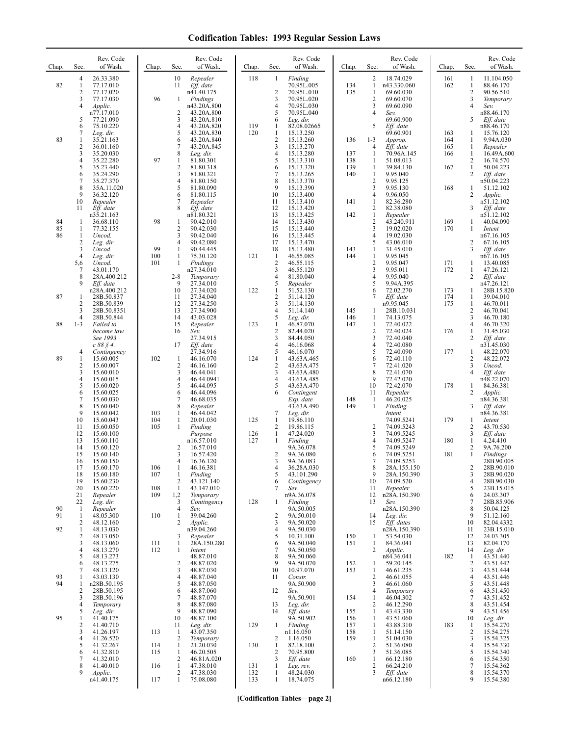# Codification Tables: 1993 Regular Session Laws

| Chap. | Sec. | Rev. Code of Wash. |
|---|---|---|
| | 4 | 26.33.380 |
| 82 | 1 | 77.17.010 |
| | 2 | 77.17.020 |
| | 3 | 77.17.030 |
| | 4 | *Applic.* n77.17.010 |
| | 5 | 77.21.090 |
| | 6 | 75.10.220 |
| | 7 | *Leg. dir.* |
| 83 | 1 | 35.21.163 |
| | 2 | 36.01.160 |
| | 3 | 35.20.030 |
| | 4 | 35.22.280 |
| | 5 | 35.23.440 |
| | 6 | 35.24.290 |
| | 7 | 35.27.370 |
| | 8 | 35A.11.020 |
| | 9 | 36.32.120 |
| | 10 | *Repealer* |
| | 11 | *Eff. date* n35.21.163 |
| 84 | 1 | 36.68.110 |
| 85 | 1 | 77.32.155 |
| 86 | 1 | *Uncod.* |
| | 2 | *Leg. dir.* |
| | 3 | *Uncod.* |
| | 4 | *Leg. dir.* |
| | 5,6 | *Uncod.* |
| | 7 | 43.01.170 |
| | 8 | 28A.400.212 |
| | 9 | *Eff. date* n28A.400.212 |
| 87 | 1 | 28B.50.837 |
| | 2 | 28B.50.839 |
| | 3 | 28B.50.8351 |
| | 4 | 28B.50.844 |
| 88 | 1-3 | *Failed to become law. See 1993 c 88 § 4.* |
| | 4 | *Contingency* |
| 89 | 1 | 15.60.005 |
| | 2 | 15.60.007 |
| | 3 | 15.60.010 |
| | 4 | 15.60.015 |
| | 5 | 15.60.020 |
| | 6 | 15.60.025 |
| | 7 | 15.60.030 |
| | 8 | 15.60.040 |
| | 9 | 15.60.042 |
| | 10 | 15.60.043 |
| | 11 | 15.60.050 |
| | 12 | 15.60.100 |
| | 13 | 15.60.110 |
| | 14 | 15.60.120 |
| | 15 | 15.60.140 |
| | 16 | 15.60.150 |
| | 17 | 15.60.170 |
| | 18 | 15.60.180 |
| | 19 | 15.60.230 |
| | 20 | 15.60.220 |
| | 21 | *Repealer* |
| | 22 | *Leg. dir.* |
| 90 | 1 | *Repealer* |
| 91 | 1 | 48.05.300 |
| | 2 | 48.12.160 |
| 92 | 1 | 48.13.030 |
| | 2 | 48.13.050 |
| | 3 | 48.13.060 |
| | 4 | 48.13.270 |
| | 5 | 48.13.273 |
| | 6 | 48.13.275 |
| | 7 | 48.13.120 |
| 93 | 1 | 43.03.130 |
| 94 | 1 | n28B.50.195 |
| | 2 | 28B.50.195 |
| | 3 | 28B.50.196 |
| | 4 | *Temporary* |
| | 5 | *Leg. dir.* |
| 95 | 1 | 41.40.175 |
| | 2 | 41.40.710 |
| | 3 | 41.26.197 |
| | 4 | 41.26.520 |
| | 5 | 41.32.267 |
| | 6 | 41.32.810 |
| | 7 | 41.32.010 |
| | 8 | 41.40.010 |
| | 9 | *Applic.* n41.40.175 |
| | 10 | *Repealer* |
| | 11 | *Eff. date* n41.40.175 |
| 96 | 1 | *Findings* n43.20A.800 |
| | 2 | 43.20A.800 |
| | 3 | 43.20A.810 |
| | 4 | 43.20A.820 |
| | 5 | 43.20A.830 |
| | 6 | 43.20A.840 |
| | 7 | 43.20A.845 |
| | 8 | *Leg. dir.* |
| 97 | 1 | 81.80.301 |
| | 2 | 81.80.318 |
| | 3 | 81.80.321 |
| | 4 | 81.80.150 |
| | 5 | 81.80.090 |
| | 6 | 81.80.115 |
| | 7 | *Repealer* |
| | 8 | *Eff. date* n81.80.321 |
| 98 | 1 | 90.42.010 |
| | 2 | 90.42.030 |
| | 3 | 90.42.040 |
| | 4 | 90.42.080 |
| 99 | 1 | 90.44.445 |
| 100 | 1 | 75.30.120 |
| 101 | 1 | *Findings* n27.34.010 |
| | 2-8 | *Temporary* |
| | 9 | 27.34.010 |
| | 10 | 27.34.020 |
| | 11 | 27.34.040 |
| | 12 | 27.34.250 |
| | 13 | 27.34.900 |
| | 14 | 43.03.028 |
| | 15 | *Repealer* |
| | 16 | *Sev.* 27.34.915 |
| | 17 | *Eff. date* 27.34.916 |
| 102 | 1 | 46.16.070 |
| | 2 | 46.16.160 |
| | 3 | 46.44.041 |
| | 4 | 46.44.0941 |
| | 5 | 46.44.095 |
| | 6 | 46.44.096 |
| | 7 | 46.68.035 |
| | 8 | *Repealer* |
| 103 | 1 | 46.44.042 |
| 104 | 1 | 20.01.030 |
| 105 | 1 | *Finding Purpose* n16.57.010 |
| | 2 | 16.57.010 |
| | 3 | 16.57.420 |
| | 4 | 16.36.120 |
| 106 | 1 | 46.16.381 |
| 107 | 1 | *Finding* |
| | 2 | 43.121.140 |
| 108 | 1 | 43.147.010 |
| 109 | 1,2 | *Temporary* |
| | 3 | *Contingency* |
| | 4 | *Sev.* |
| 110 | 1 | 39.04.260 |
| | 2 | *Applic.* n39.04.260 |
| | 3 | *Repealer* |
| 111 | 1 | 28A.150.280 |
| 112 | 1 | *Intent* 48.87.010 |
| | 2 | 48.87.020 |
| | 3 | 48.87.030 |
| | 4 | 48.87.040 |
| | 5 | 48.87.050 |
| | 6 | 48.87.060 |
| | 7 | 48.87.070 |
| | 8 | 48.87.080 |
| | 9 | 48.87.090 |
| | 10 | 48.87.100 |
| | 11 | *Leg. dir.* |
| 113 | 1 | 43.07.350 |
| | 2 | *Temporary* |
| 114 | 1 | 21.20.030 |
| 115 | 1 | 46.20.505 |
| | 2 | 46.81A.020 |
| 116 | 1 | 47.38.010 |
| | 2 | 47.38.030 |
| 117 | 1 | 75.08.080 |
| 118 | 1 | *Finding* 70.95L.005 |
| | 2 | 70.95L.010 |
| | 3 | 70.95L.020 |
| | 4 | 70.95L.030 |
| | 5 | 70.95L.040 |
| | 6 | *Leg. dir.* |
| 119 | 1 | 82.08.02665 |
| 120 | 1 | 15.13.250 |
| | 2 | 15.13.260 |
| | 3 | 15.13.270 |
| | 4 | 15.13.280 |
| | 5 | 15.13.310 |
| | 6 | 15.13.320 |
| | 7 | 15.13.265 |
| | 8 | 15.13.370 |
| | 9 | 15.13.390 |
| | 10 | 15.13.400 |
| | 11 | 15.13.410 |
| | 12 | 15.13.420 |
| | 13 | 15.13.425 |
| | 14 | 15.13.430 |
| | 15 | 15.13.440 |
| | 16 | 15.13.445 |
| | 17 | 15.13.470 |
| | 18 | 15.13.480 |
| 121 | 1 | 46.55.085 |
| | 2 | 46.55.115 |
| | 3 | 46.55.120 |
| | 4 | 81.80.040 |
| | 5 | *Repealer* |
| 122 | 1 | 51.52.130 |
| | 2 | 51.14.120 |
| | 3 | 51.14.130 |
| | 4 | 51.14.140 |
| | 5 | *Leg. dir.* |
| 123 | 1 | 46.87.070 |
| | 2 | 82.44.020 |
| | 3 | 84.44.050 |
| | 4 | 46.16.068 |
| | 5 | 46.16.070 |
| 124 | 1 | 43.63A.465 |
| | 2 | 43.63A.475 |
| | 3 | 43.63A.480 |
| | 4 | 43.63A.485 |
| | 5 | 43.63A.470 |
| | 6 | *Contingent Exp. date* 43.63A.490 |
| | 7 | *Leg. dir.* |
| 125 | 1 | 19.86.110 |
| | 2 | 19.86.115 |
| 126 | 1 | 47.24.020 |
| 127 | 1 | *Finding* 9A.36.078 |
| | 2 | 9A.36.080 |
| | 3 | 9A.36.083 |
| | 4 | 36.28A.030 |
| | 5 | 43.101.290 |
| | 6 | *Contingency* |
| | 7 | *Sev.* n9A.36.078 |
| 128 | 1 | *Finding* 9A.50.005 |
| | 2 | 9A.50.010 |
| | 3 | 9A.50.020 |
| | 4 | 9A.50.030 |
| | 5 | 10.31.100 |
| | 6 | 9A.50.040 |
| | 7 | 9A.50.050 |
| | 8 | 9A.50.060 |
| | 9 | 9A.50.070 |
| | 10 | 10.97.070 |
| | 11 | *Constr.* 9A.50.900 |
| | 12 | *Sev.* 9A.50.901 |
| | 13 | *Leg. dir.* |
| | 14 | *Eff. date* 9A.50.902 |
| 129 | 1 | *Finding* n1.16.050 |
| | 2 | 1.16.050 |
| 130 | 1 | 82.18.100 |
| | 2 | 70.95.800 |
| | 3 | *Eff. date* |
| 131 | 1 | *Leg. rev.* |
| 132 | 1 | 48.24.030 |
| 133 | 1 | 18.74.075 |
| | 2 | 18.74.029 |
| 134 | 1 | n43.330.060 |
| 135 | 1 | 69.60.030 |
| | 2 | 69.60.070 |
| | 3 | 69.60.090 |
| | 4 | *Sev.* 69.60.900 |
| | 5 | *Eff. date* 69.60.901 |
| 136 | 1-3 | *Approp.* |
| | 4 | *Eff. date* |
| 137 | 1 | 70.96A.145 |
| 138 | 1 | 51.08.013 |
| 139 | 1 | 39.84.130 |
| 140 | 1 | 9.95.040 |
| | 2 | 9.95.125 |
| | 3 | 9.95.130 |
| | 4 | 9.96.050 |
| 141 | 1 | 82.36.280 |
| | 2 | 82.38.080 |
| 142 | 1 | *Repealer* |
| | 2 | 43.240.911 |
| | 3 | 19.02.020 |
| | 4 | 19.02.030 |
| | 5 | 43.06.010 |
| 143 | 1 | 31.45.010 |
| 144 | 1 | 9.95.045 |
| | 2 | 9.95.047 |
| | 3 | 9.95.011 |
| | 4 | 9.95.040 |
| | 5 | 9.94A.395 |
| | 6 | 72.02.270 |
| | 7 | *Eff. date* n9.95.045 |
| 145 | 1 | 28B.10.031 |
| 146 | 1 | 74.13.075 |
| 147 | 1 | 72.40.022 |
| | 2 | 72.40.024 |
| | 3 | 72.40.040 |
| | 4 | 72.40.080 |
| | 5 | 72.40.090 |
| | 6 | 72.40.110 |
| | 7 | 72.41.020 |
| | 8 | 72.41.070 |
| | 9 | 72.42.020 |
| | 10 | 72.42.070 |
| | 11 | *Repealer* |
| 148 | 1 | 46.20.025 |
| 149 | 1 | *Finding Intent* 74.09.5241 |
| | 2 | 74.09.5243 |
| | 3 | 74.09.5245 |
| | 4 | 74.09.5247 |
| | 5 | 74.09.5249 |
| | 6 | 74.09.5251 |
| | 7 | 74.09.5253 |
| | 8 | 28A.155.150 |
| | 9 | 28A.150.390 |
| | 10 | 74.09.520 |
| | 11 | *Repealer* |
| | 12 | n28A.150.390 |
| | 13 | *Sev.* n28A.150.390 |
| | 14 | *Leg. dir.* |
| | 15 | *Eff. dates* n28A.150.390 |
| 150 | 1 | 53.54.030 |
| 151 | 1 | 84.36.041 |
| | 2 | *Applic.* n84.36.041 |
| 152 | 1 | 59.20.145 |
| 153 | 1 | 46.61.235 |
| | 2 | 46.61.055 |
| | 3 | 46.61.060 |
| | 4 | *Temporary* |
| 154 | 1 | 46.04.302 |
| | 2 | 46.12.290 |
| 155 | 1 | 43.43.330 |
| 156 | 1 | 43.51.060 |
| 157 | 1 | 43.88.310 |
| 158 | 1 | 51.14.150 |
| 159 | 1 | 51.04.030 |
| | 2 | 51.36.080 |
| | 3 | 51.36.085 |
| 160 | 1 | 66.12.180 |
| | 2 | 66.24.210 |
| | 3 | *Eff. date* n66.12.180 |
| 161 | 1 | 11.104.050 |
| 162 | 1 | 88.46.170 |
| | 2 | 90.56.510 |
| | 3 | *Temporary* |
| | 4 | *Sev.* n88.46.170 |
| | 5 | *Eff. date* n88.46.170 |
| 163 | 1 | 15.76.120 |
| 164 | 1 | 9.94A.030 |
| 165 | 1 | *Repealer* |
| 166 | 1 | 16.49A.600 |
| | 2 | 16.74.570 |
| 167 | 1 | 50.04.223 |
| | 2 | *Eff. date* n50.04.223 |
| 168 | 1 | 51.12.102 |
| | 2 | *Applic.* n51.12.102 |
| | 3 | *Eff. date* n51.12.102 |
| 169 | 1 | 40.04.090 |
| 170 | 1 | *Intent* n67.16.105 |
| | 2 | 67.16.105 |
| | 3 | *Eff. date* n67.16.105 |
| 171 | 1 | 13.40.085 |
| 172 | 1 | 47.26.121 |
| | 2 | *Eff. date* n47.26.121 |
| 173 | 1 | 28B.15.820 |
| 174 | 1 | 39.04.010 |
| 175 | 1 | 46.70.011 |
| | 2 | 46.70.041 |
| | 3 | 46.70.180 |
| | 4 | 46.70.320 |
| 176 | 1 | 31.45.030 |
| | 2 | *Eff. date* n31.45.030 |
| 177 | 1 | 48.22.070 |
| | 2 | 48.22.072 |
| | 3 | *Uncod.* |
| | 4 | *Eff. date* n48.22.070 |
| 178 | 1 | 84.36.381 |
| | 2 | *Applic.* n84.36.381 |
| | 3 | *Eff. date* n84.36.381 |
| 179 | 1 | *Intent* |
| | 2 | 43.70.530 |
| | 3 | *Eff. date* |
| 180 | 1 | 4.24.410 |
| | 2 | 9A.76.200 |
| 181 | 1 | *Findings* 28B.90.005 |
| | 2 | 28B.90.010 |
| | 3 | 28B.90.020 |
| | 4 | 28B.90.030 |
| | 5 | 23B.15.015 |
| | 6 | 24.03.307 |
| | 7 | 28B.85.906 |
| | 8 | 50.04.125 |
| | 9 | 51.12.160 |
| | 10 | 82.04.4332 |
| | 11 | 23B.15.010 |
| | 12 | 24.03.305 |
| | 13 | 82.04.170 |
| | 14 | *Leg. dir.* |
| 182 | 1 | 43.51.440 |
| | 2 | 43.51.442 |
| | 3 | 43.51.444 |
| | 4 | 43.51.446 |
| | 5 | 43.51.448 |
| | 6 | 43.51.450 |
| | 7 | 43.51.452 |
| | 8 | 43.51.454 |
| | 9 | 43.51.456 |
| | 10 | *Leg. dir.* |
| 183 | 1 | 15.54.270 |
| | 2 | 15.54.275 |
| | 3 | 15.54.325 |
| | 4 | 15.54.330 |
| | 5 | 15.54.340 |
| | 6 | 15.54.350 |
| | 7 | 15.54.362 |
| | 8 | 15.54.370 |
| | 9 | 15.54.380 |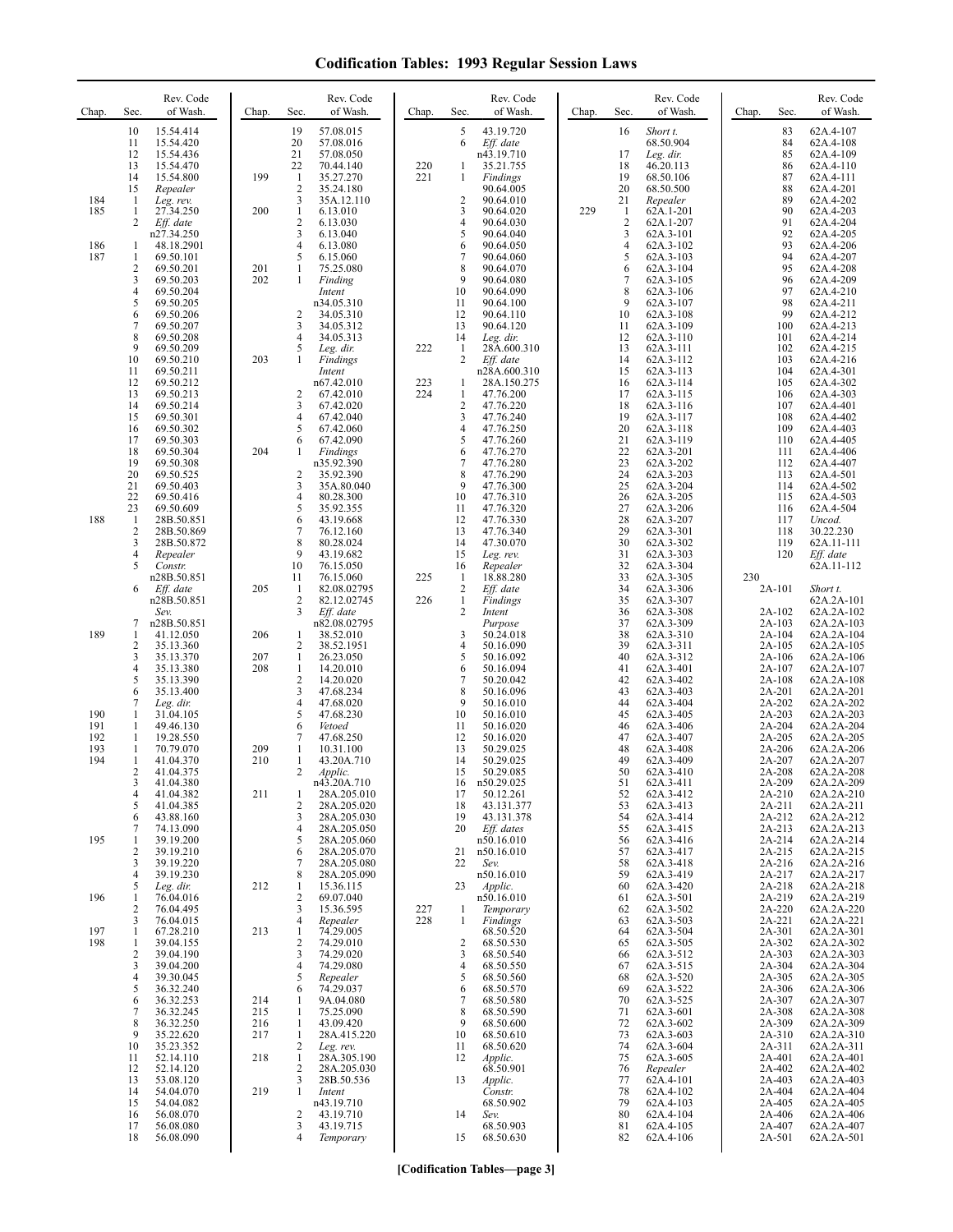# Codification Tables: 1993 Regular Session Laws

| Chap. | Sec. | Rev. Code of Wash. |
|---|---|---|
| | 10 | 15.54.414 |
| | 11 | 15.54.420 |
| | 12 | 15.54.436 |
| | 13 | 15.54.470 |
| | 14 | 15.54.800 |
| | 15 | *Repealer* |
| 184 | 1 | *Leg. rev.* |
| 185 | 1 | 27.34.250 |
| | 2 | *Eff. date* n27.34.250 |
| 186 | 1 | 48.18.2901 |
| 187 | 1 | 69.50.101 |
| | 2 | 69.50.201 |
| | 3 | 69.50.203 |
| | 4 | 69.50.204 |
| | 5 | 69.50.205 |
| | 6 | 69.50.206 |
| | 7 | 69.50.207 |
| | 8 | 69.50.208 |
| | 9 | 69.50.209 |
| | 10 | 69.50.210 |
| | 11 | 69.50.211 |
| | 12 | 69.50.212 |
| | 13 | 69.50.213 |
| | 14 | 69.50.214 |
| | 15 | 69.50.301 |
| | 16 | 69.50.302 |
| | 17 | 69.50.303 |
| | 18 | 69.50.304 |
| | 19 | 69.50.308 |
| | 20 | 69.50.525 |
| | 21 | 69.50.403 |
| | 22 | 69.50.416 |
| | 23 | 69.50.609 |
| 188 | 1 | 28B.50.851 |
| | 2 | 28B.50.869 |
| | 3 | 28B.50.872 |
| | 4 | *Repealer* |
| | 5 | *Constr.* n28B.50.851 |
| | 6 | *Eff. date* n28B.50.851 |
| | | *Sev.* |
| | 7 | n28B.50.851 |
| 189 | 1 | 41.12.050 |
| | 2 | 35.13.360 |
| | 3 | 35.13.370 |
| | 4 | 35.13.380 |
| | 5 | 35.13.390 |
| | 6 | 35.13.400 |
| | 7 | *Leg. dir.* |
| 190 | 1 | 31.04.105 |
| 191 | 1 | 49.46.130 |
| 192 | 1 | 19.28.550 |
| 193 | 1 | 70.79.070 |
| 194 | 1 | 41.04.370 |
| | 2 | 41.04.375 |
| | 3 | 41.04.380 |
| | 4 | 41.04.382 |
| | 5 | 41.04.385 |
| | 6 | 43.88.160 |
| | 7 | 74.13.090 |
| 195 | 1 | 39.19.200 |
| | 2 | 39.19.210 |
| | 3 | 39.19.220 |
| | 4 | 39.19.230 |
| | 5 | *Leg. dir.* |
| 196 | 1 | 76.04.016 |
| | 2 | 76.04.495 |
| | 3 | 76.04.015 |
| 197 | 1 | 67.28.210 |
| 198 | 1 | 39.04.155 |
| | 2 | 39.04.190 |
| | 3 | 39.04.200 |
| | 4 | 39.30.045 |
| | 5 | 36.32.240 |
| | 6 | 36.32.253 |
| | 7 | 36.32.245 |
| | 8 | 36.32.250 |
| | 9 | 35.22.620 |
| | 10 | 35.23.352 |
| | 11 | 52.14.110 |
| | 12 | 52.14.120 |
| | 13 | 53.08.120 |
| | 14 | 54.04.070 |
| | 15 | 54.04.082 |
| | 16 | 56.08.070 |
| | 17 | 56.08.080 |
| | 18 | 56.08.090 |
| | 19 | 57.08.015 |
| | 20 | 57.08.016 |
| | 21 | 57.08.050 |
| | 22 | 70.44.140 |
| 199 | 1 | 35.27.270 |
| | 2 | 35.24.180 |
| | 3 | 35A.12.110 |
| 200 | 1 | 6.13.010 |
| | 2 | 6.13.030 |
| | 3 | 6.13.040 |
| | 4 | 6.13.080 |
| | 5 | 6.15.060 |
| 201 | 1 | 75.25.080 |
| 202 | 1 | *Finding Intent* n34.05.310 |
| | 2 | 34.05.310 |
| | 3 | 34.05.312 |
| | 4 | 34.05.313 |
| | 5 | *Leg. dir.* |
| 203 | 1 | *Findings Intent* n67.42.010 |
| | 2 | 67.42.010 |
| | 3 | 67.42.020 |
| | 4 | 67.42.040 |
| | 5 | 67.42.060 |
| | 6 | 67.42.090 |
| 204 | 1 | *Findings* n35.92.390 |
| | 2 | 35.92.390 |
| | 3 | 35A.80.040 |
| | 4 | 80.28.300 |
| | 5 | 35.92.355 |
| | 6 | 43.19.668 |
| | 7 | 76.12.160 |
| | 8 | 80.28.024 |
| | 9 | 43.19.682 |
| | 10 | 76.15.050 |
| | 11 | 76.15.060 |
| 205 | 1 | 82.08.02795 |
| | 2 | 82.12.02745 |
| | 3 | *Eff. date* n82.08.02795 |
| 206 | 1 | 38.52.010 |
| | 2 | 38.52.1951 |
| 207 | 1 | 26.23.050 |
| 208 | 1 | 14.20.010 |
| | 2 | 14.20.020 |
| | 3 | 47.68.234 |
| | 4 | 47.68.020 |
| | 5 | 47.68.230 |
| | 6 | *Vetoed* |
| | 7 | 47.68.250 |
| 209 | 1 | 10.31.100 |
| 210 | 1 | 43.20A.710 |
| | 2 | *Applic.* n43.20A.710 |
| 211 | 1 | 28A.205.010 |
| | 2 | 28A.205.020 |
| | 3 | 28A.205.030 |
| | 4 | 28A.205.050 |
| | 5 | 28A.205.060 |
| | 6 | 28A.205.070 |
| | 7 | 28A.205.080 |
| | 8 | 28A.205.090 |
| 212 | 1 | 15.36.115 |
| | 2 | 69.07.040 |
| | 3 | 15.36.595 |
| | 4 | *Repealer* |
| 213 | 1 | 74.29.005 |
| | 2 | 74.29.010 |
| | 3 | 74.29.020 |
| | 4 | 74.29.080 |
| | 5 | *Repealer* |
| | 6 | 74.29.037 |
| 214 | 1 | 9A.04.080 |
| 215 | 1 | 75.25.090 |
| 216 | 1 | 43.09.420 |
| 217 | 1 | 28A.415.220 |
| | 2 | *Leg. rev.* |
| 218 | 1 | 28A.305.190 |
| | 2 | 28A.205.030 |
| | 3 | 28B.50.536 |
| 219 | 1 | *Intent* n43.19.710 |
| | 2 | 43.19.710 |
| | 3 | 43.19.715 |
| | 4 | *Temporary* |
| | 5 | 43.19.720 |
| | 6 | *Eff. date* n43.19.710 |
| 220 | 1 | 35.21.755 |
| 221 | 1 | *Findings* 90.64.005 |
| | 2 | 90.64.010 |
| | 3 | 90.64.020 |
| | 4 | 90.64.030 |
| | 5 | 90.64.040 |
| | 6 | 90.64.050 |
| | 7 | 90.64.060 |
| | 8 | 90.64.070 |
| | 9 | 90.64.080 |
| | 10 | 90.64.090 |
| | 11 | 90.64.100 |
| | 12 | 90.64.110 |
| | 13 | 90.64.120 |
| | 14 | *Leg. dir.* |
| 222 | 1 | 28A.600.310 |
| | 2 | *Eff. date* n28A.600.310 |
| 223 | 1 | 28A.150.275 |
| 224 | 1 | 47.76.200 |
| | 2 | 47.76.220 |
| | 3 | 47.76.240 |
| | 4 | 47.76.250 |
| | 5 | 47.76.260 |
| | 6 | 47.76.270 |
| | 7 | 47.76.280 |
| | 8 | 47.76.290 |
| | 9 | 47.76.300 |
| | 10 | 47.76.310 |
| | 11 | 47.76.320 |
| | 12 | 47.76.330 |
| | 13 | 47.76.340 |
| | 14 | 47.30.070 |
| | 15 | *Leg. rev.* |
| | 16 | *Repealer* |
| 225 | 1 | 18.88.280 |
| | 2 | *Eff. date* |
| 226 | 1 | *Findings* |
| | 2 | *Intent Purpose* |
| | 3 | 50.24.018 |
| | 4 | 50.16.090 |
| | 5 | 50.16.092 |
| | 6 | 50.16.094 |
| | 7 | 50.20.042 |
| | 8 | 50.16.096 |
| | 9 | 50.16.010 |
| | 10 | 50.16.010 |
| | 11 | 50.16.020 |
| | 12 | 50.16.020 |
| | 13 | 50.29.025 |
| | 14 | 50.29.025 |
| | 15 | 50.29.085 |
| | 16 | n50.29.025 |
| | 17 | 50.12.261 |
| | 18 | 43.131.377 |
| | 19 | 43.131.378 |
| | 20 | *Eff. dates* n50.16.010 |
| | 21 | n50.16.010 |
| | 22 | *Sev.* n50.16.010 |
| | 23 | *Applic.* n50.16.010 |
| 227 | 1 | *Temporary* |
| 228 | 1 | *Findings* 68.50.520 |
| | 2 | 68.50.530 |
| | 3 | 68.50.540 |
| | 4 | 68.50.550 |
| | 5 | 68.50.560 |
| | 6 | 68.50.570 |
| | 7 | 68.50.580 |
| | 8 | 68.50.590 |
| | 9 | 68.50.600 |
| | 10 | 68.50.610 |
| | 11 | 68.50.620 |
| | 12 | *Applic.* 68.50.901 |
| | 13 | *Applic. Constr.* 68.50.902 |
| | 14 | *Sev.* 68.50.903 |
| | 15 | 68.50.630 |
| | 16 | *Short t.* 68.50.904 |
| | 17 | *Leg. dir.* |
| | 18 | 46.20.113 |
| | 19 | 68.50.106 |
| | 20 | 68.50.500 |
| | 21 | *Repealer* |
| 229 | 1 | 62A.1-201 |
| | 2 | 62A.1-207 |
| | 3 | 62A.3-101 |
| | 4 | 62A.3-102 |
| | 5 | 62A.3-103 |
| | 6 | 62A.3-104 |
| | 7 | 62A.3-105 |
| | 8 | 62A.3-106 |
| | 9 | 62A.3-107 |
| | 10 | 62A.3-108 |
| | 11 | 62A.3-109 |
| | 12 | 62A.3-110 |
| | 13 | 62A.3-111 |
| | 14 | 62A.3-112 |
| | 15 | 62A.3-113 |
| | 16 | 62A.3-114 |
| | 17 | 62A.3-115 |
| | 18 | 62A.3-116 |
| | 19 | 62A.3-117 |
| | 20 | 62A.3-118 |
| | 21 | 62A.3-119 |
| | 22 | 62A.3-201 |
| | 23 | 62A.3-202 |
| | 24 | 62A.3-203 |
| | 25 | 62A.3-204 |
| | 26 | 62A.3-205 |
| | 27 | 62A.3-206 |
| | 28 | 62A.3-207 |
| | 29 | 62A.3-301 |
| | 30 | 62A.3-302 |
| | 31 | 62A.3-303 |
| | 32 | 62A.3-304 |
| | 33 | 62A.3-305 |
| | 34 | 62A.3-306 |
| | 35 | 62A.3-307 |
| | 36 | 62A.3-308 |
| | 37 | 62A.3-309 |
| | 38 | 62A.3-310 |
| | 39 | 62A.3-311 |
| | 40 | 62A.3-312 |
| | 41 | 62A.3-401 |
| | 42 | 62A.3-402 |
| | 43 | 62A.3-403 |
| | 44 | 62A.3-404 |
| | 45 | 62A.3-405 |
| | 46 | 62A.3-406 |
| | 47 | 62A.3-407 |
| | 48 | 62A.3-408 |
| | 49 | 62A.3-409 |
| | 50 | 62A.3-410 |
| | 51 | 62A.3-411 |
| | 52 | 62A.3-412 |
| | 53 | 62A.3-413 |
| | 54 | 62A.3-414 |
| | 55 | 62A.3-415 |
| | 56 | 62A.3-416 |
| | 57 | 62A.3-417 |
| | 58 | 62A.3-418 |
| | 59 | 62A.3-419 |
| | 60 | 62A.3-420 |
| | 61 | 62A.3-501 |
| | 62 | 62A.3-502 |
| | 63 | 62A.3-503 |
| | 64 | 62A.3-504 |
| | 65 | 62A.3-505 |
| | 66 | 62A.3-512 |
| | 67 | 62A.3-515 |
| | 68 | 62A.3-520 |
| | 69 | 62A.3-522 |
| | 70 | 62A.3-525 |
| | 71 | 62A.3-601 |
| | 72 | 62A.3-602 |
| | 73 | 62A.3-603 |
| | 74 | 62A.3-604 |
| | 75 | 62A.3-605 |
| | 76 | *Repealer* |
| | 77 | 62A.4-101 |
| | 78 | 62A.4-102 |
| | 79 | 62A.4-103 |
| | 80 | 62A.4-104 |
| | 81 | 62A.4-105 |
| | 82 | 62A.4-106 |
| | 83 | 62A.4-107 |
| | 84 | 62A.4-108 |
| | 85 | 62A.4-109 |
| | 86 | 62A.4-110 |
| | 87 | 62A.4-111 |
| | 88 | 62A.4-201 |
| | 89 | 62A.4-202 |
| | 90 | 62A.4-203 |
| | 91 | 62A.4-204 |
| | 92 | 62A.4-205 |
| | 93 | 62A.4-206 |
| | 94 | 62A.4-207 |
| | 95 | 62A.4-208 |
| | 96 | 62A.4-209 |
| | 97 | 62A.4-210 |
| | 98 | 62A.4-211 |
| | 99 | 62A.4-212 |
| | 100 | 62A.4-213 |
| | 101 | 62A.4-214 |
| | 102 | 62A.4-215 |
| | 103 | 62A.4-216 |
| | 104 | 62A.4-301 |
| | 105 | 62A.4-302 |
| | 106 | 62A.4-303 |
| | 107 | 62A.4-401 |
| | 108 | 62A.4-402 |
| | 109 | 62A.4-403 |
| | 110 | 62A.4-405 |
| | 111 | 62A.4-406 |
| | 112 | 62A.4-407 |
| | 113 | 62A.4-501 |
| | 114 | 62A.4-502 |
| | 115 | 62A.4-503 |
| | 116 | 62A.4-504 |
| | 117 | *Uncod.* |
| | 118 | 30.22.230 |
| | 119 | 62A.11-111 |
| | 120 | *Eff. date* 62A.11-112 |
| 230 | | |
| | 2A-101 | *Short t.* 62A.2A-101 |
| | 2A-102 | 62A.2A-102 |
| | 2A-103 | 62A.2A-103 |
| | 2A-104 | 62A.2A-104 |
| | 2A-105 | 62A.2A-105 |
| | 2A-106 | 62A.2A-106 |
| | 2A-107 | 62A.2A-107 |
| | 2A-108 | 62A.2A-108 |
| | 2A-201 | 62A.2A-201 |
| | 2A-202 | 62A.2A-202 |
| | 2A-203 | 62A.2A-203 |
| | 2A-204 | 62A.2A-204 |
| | 2A-205 | 62A.2A-205 |
| | 2A-206 | 62A.2A-206 |
| | 2A-207 | 62A.2A-207 |
| | 2A-208 | 62A.2A-208 |
| | 2A-209 | 62A.2A-209 |
| | 2A-210 | 62A.2A-210 |
| | 2A-211 | 62A.2A-211 |
| | 2A-212 | 62A.2A-212 |
| | 2A-213 | 62A.2A-213 |
| | 2A-214 | 62A.2A-214 |
| | 2A-215 | 62A.2A-215 |
| | 2A-216 | 62A.2A-216 |
| | 2A-217 | 62A.2A-217 |
| | 2A-218 | 62A.2A-218 |
| | 2A-219 | 62A.2A-219 |
| | 2A-220 | 62A.2A-220 |
| | 2A-221 | 62A.2A-221 |
| | 2A-301 | 62A.2A-301 |
| | 2A-302 | 62A.2A-302 |
| | 2A-303 | 62A.2A-303 |
| | 2A-304 | 62A.2A-304 |
| | 2A-305 | 62A.2A-305 |
| | 2A-306 | 62A.2A-306 |
| | 2A-307 | 62A.2A-307 |
| | 2A-308 | 62A.2A-308 |
| | 2A-309 | 62A.2A-309 |
| | 2A-310 | 62A.2A-310 |
| | 2A-311 | 62A.2A-311 |
| | 2A-401 | 62A.2A-401 |
| | 2A-402 | 62A.2A-402 |
| | 2A-403 | 62A.2A-403 |
| | 2A-404 | 62A.2A-404 |
| | 2A-405 | 62A.2A-405 |
| | 2A-406 | 62A.2A-406 |
| | 2A-407 | 62A.2A-407 |
| | 2A-501 | 62A.2A-501 |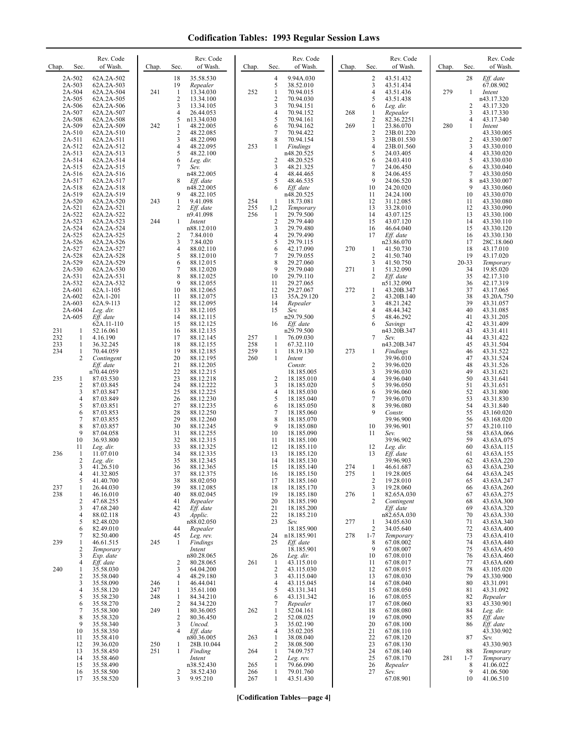# Codification Tables: 1993 Regular Session Laws

| Chap. | Sec. | Rev. Code of Wash. |
|---|---|---|
| | 2A-502 | 62A.2A-502 |
| | 2A-503 | 62A.2A-503 |
| | 2A-504 | 62A.2A-504 |
| | 2A-505 | 62A.2A-505 |
| | 2A-506 | 62A.2A-506 |
| | 2A-507 | 62A.2A-507 |
| | 2A-508 | 62A.2A-508 |
| | 2A-509 | 62A.2A-509 |
| | 2A-510 | 62A.2A-510 |
| | 2A-511 | 62A.2A-511 |
| | 2A-512 | 62A.2A-512 |
| | 2A-513 | 62A.2A-513 |
| | 2A-514 | 62A.2A-514 |
| | 2A-515 | 62A.2A-515 |
| | 2A-516 | 62A.2A-516 |
| | 2A-517 | 62A.2A-517 |
| | 2A-518 | 62A.2A-518 |
| | 2A-519 | 62A.2A-519 |
| | 2A-520 | 62A.2A-520 |
| | 2A-521 | 62A.2A-521 |
| | 2A-522 | 62A.2A-522 |
| | 2A-523 | 62A.2A-523 |
| | 2A-524 | 62A.2A-524 |
| | 2A-525 | 62A.2A-525 |
| | 2A-526 | 62A.2A-526 |
| | 2A-527 | 62A.2A-527 |
| | 2A-528 | 62A.2A-528 |
| | 2A-529 | 62A.2A-529 |
| | 2A-530 | 62A.2A-530 |
| | 2A-531 | 62A.2A-531 |
| | 2A-532 | 62A.2A-532 |
| | 2A-601 | 62A.1-105 |
| | 2A-602 | 62A.1-201 |
| | 2A-603 | 62A.9-113 |
| | 2A-604 | *Leg. dir.* |
| | 2A-605 | *Eff. date* 62A.11-110 |
| 231 | 1 | 52.16.061 |
| 232 | 1 | 4.16.190 |
| 233 | 1 | 36.32.245 |
| 234 | 1 | 70.44.059 |
| | 2 | *Contingent Eff. date* n70.44.059 |
| 235 | 1 | 87.03.530 |
| | 2 | 87.03.845 |
| | 3 | 87.03.847 |
| | 4 | 87.03.849 |
| | 5 | 87.03.851 |
| | 6 | 87.03.853 |
| | 7 | 87.03.855 |
| | 8 | 87.03.857 |
| | 9 | 87.04.058 |
| | 10 | 36.93.800 |
| | 11 | *Leg. dir.* |
| 236 | 1 | 11.07.010 |
| | 2 | *Leg. dir.* |
| | 3 | 41.26.510 |
| | 4 | 41.32.805 |
| | 5 | 41.40.700 |
| 237 | 1 | 26.44.030 |
| 238 | 1 | 46.16.010 |
| | 2 | 47.68.255 |
| | 3 | 47.68.240 |
| | 4 | 88.02.118 |
| | 5 | 82.48.020 |
| | 6 | 82.49.010 |
| | 7 | 82.50.400 |
| 239 | 1 | 46.61.515 |
| | 2 | *Temporary* |
| | 3 | *Exp. date* |
| | 4 | *Eff. date* |
| 240 | 1 | 35.58.030 |
| | 2 | 35.58.040 |
| | 3 | 35.58.090 |
| | 4 | 35.58.120 |
| | 5 | 35.58.230 |
| | 6 | 35.58.270 |
| | 7 | 35.58.300 |
| | 8 | 35.58.320 |
| | 9 | 35.58.340 |
| | 10 | 35.58.350 |
| | 11 | 35.58.410 |
| | 12 | 39.36.020 |
| | 13 | 35.58.450 |
| | 14 | 35.58.460 |
| | 15 | 35.58.490 |
| | 16 | 35.58.500 |
| | 17 | 35.58.520 |
| | 18 | 35.58.530 |
| | 19 | *Repealer* |
| 241 | 1 | 13.34.030 |
| | 2 | 13.34.100 |
| | 3 | 13.34.105 |
| | 4 | 26.44.053 |
| | 5 | n13.34.030 |
| 242 | 1 | 48.22.005 |
| | 2 | 48.22.085 |
| | 3 | 48.22.090 |
| | 4 | 48.22.095 |
| | 5 | 48.22.100 |
| | 6 | *Leg. dir.* |
| | 7 | *Sev.* n48.22.005 |
| | 8 | *Eff. date* n48.22.005 |
| | 9 | 48.22.105 |
| 243 | 1 | 9.41.098 |
| | 2 | *Eff. date* n9.41.098 |
| 244 | 1 | *Intent* n88.12.010 |
| | 2 | 7.84.010 |
| | 3 | 7.84.020 |
| | 4 | 88.02.110 |
| | 5 | 88.12.010 |
| | 6 | 88.12.015 |
| | 7 | 88.12.020 |
| | 8 | 88.12.025 |
| | 9 | 88.12.055 |
| | 10 | 88.12.065 |
| | 11 | 88.12.075 |
| | 12 | 88.12.095 |
| | 13 | 88.12.105 |
| | 14 | 88.12.115 |
| | 15 | 88.12.125 |
| | 16 | 88.12.135 |
| | 17 | 88.12.145 |
| | 18 | 88.12.155 |
| | 19 | 88.12.185 |
| | 20 | 88.12.195 |
| | 21 | 88.12.205 |
| | 22 | 88.12.215 |
| | 23 | 88.12.218 |
| | 24 | 88.12.222 |
| | 25 | 88.12.225 |
| | 26 | 88.12.230 |
| | 27 | 88.12.235 |
| | 28 | 88.12.250 |
| | 29 | 88.12.260 |
| | 30 | 88.12.245 |
| | 31 | 88.12.255 |
| | 32 | 88.12.315 |
| | 33 | 88.12.325 |
| | 34 | 88.12.335 |
| | 35 | 88.12.345 |
| | 36 | 88.12.365 |
| | 37 | 88.12.375 |
| | 38 | 88.02.050 |
| | 39 | 88.12.085 |
| | 40 | 88.02.045 |
| | 41 | *Repealer* |
| | 42 | *Eff. date* |
| | 43 | *Applic.* n88.02.050 |
| | 44 | *Repealer* |
| | 45 | *Leg. rev.* |
| 245 | 1 | *Findings Intent* n80.28.065 |
| | 2 | 80.28.065 |
| | 3 | 64.04.200 |
| | 4 | 48.29.180 |
| 246 | 1 | 46.44.041 |
| 247 | 1 | 35.61.100 |
| 248 | 1 | 84.34.210 |
| | 2 | 84.34.220 |
| 249 | 1 | 80.36.005 |
| | 2 | 80.36.450 |
| | 3 | *Uncod.* |
| | 4 | *Eff. date* n80.36.005 |
| 250 | 1 | 28B.10.044 |
| 251 | 1 | *Finding Intent* n38.52.430 |
| | 2 | 38.52.430 |
| | 3 | 9.95.210 |
| | 4 | 9.94A.030 |
| | 5 | 38.52.010 |
| 252 | 1 | 70.94.015 |
| | 2 | 70.94.030 |
| | 3 | 70.94.151 |
| | 4 | 70.94.152 |
| | 5 | 70.94.161 |
| | 6 | 70.94.162 |
| | 7 | 70.94.422 |
| | 8 | 70.94.154 |
| 253 | 1 | *Findings* n48.20.525 |
| | 2 | 48.20.525 |
| | 3 | 48.21.325 |
| | 4 | 48.44.465 |
| | 5 | 48.46.535 |
| | 6 | *Eff. date* n48.20.525 |
| 254 | 1 | 18.73.081 |
| 255 | 1,2 | *Temporary* |
| 256 | 1 | 29.79.500 |
| | 2 | 29.79.440 |
| | 3 | 29.79.480 |
| | 4 | 29.79.490 |
| | 5 | 29.79.115 |
| | 6 | 42.17.090 |
| | 7 | 29.79.055 |
| | 8 | 29.27.060 |
| | 9 | 29.79.040 |
| | 10 | 29.79.110 |
| | 11 | 29.27.065 |
| | 12 | 29.27.067 |
| | 13 | 35A.29.120 |
| | 14 | *Repealer* |
| | 15 | *Sev.* n29.79.500 |
| | 16 | *Eff. date* n29.79.500 |
| 257 | 1 | 76.09.030 |
| 258 | 1 | 67.32.110 |
| 259 | 1 | 18.19.130 |
| 260 | 1 | *Intent Constr.* 18.185.005 |
| | 2 | 18.185.010 |
| | 3 | 18.185.020 |
| | 4 | 18.185.030 |
| | 5 | 18.185.040 |
| | 6 | 18.185.050 |
| | 7 | 18.185.060 |
| | 8 | 18.185.070 |
| | 9 | 18.185.080 |
| | 10 | 18.185.090 |
| | 11 | 18.185.100 |
| | 12 | 18.185.110 |
| | 13 | 18.185.120 |
| | 14 | 18.185.130 |
| | 15 | 18.185.140 |
| | 16 | 18.185.150 |
| | 17 | 18.185.160 |
| | 18 | 18.185.170 |
| | 19 | 18.185.180 |
| | 20 | 18.185.190 |
| | 21 | 18.185.200 |
| | 22 | 18.185.210 |
| | 23 | *Sev.* 18.185.900 |
| | 24 | n18.185.901 |
| | 25 | *Eff. date* 18.185.901 |
| | 26 | *Leg. dir.* |
| 261 | 1 | 43.115.010 |
| | 2 | 43.115.030 |
| | 3 | 43.115.040 |
| | 4 | 43.115.045 |
| | 5 | 43.131.341 |
| | 6 | 43.131.342 |
| | 7 | *Repealer* |
| 262 | 1 | 52.04.161 |
| | 2 | 52.08.025 |
| | 3 | 35.02.190 |
| | 4 | 35.02.205 |
| 263 | 1 | 38.08.040 |
| | 2 | 38.08.500 |
| 264 | 1 | 74.09.757 |
| | 2 | *Leg. rev.* |
| 265 | 1 | 79.66.090 |
| 266 | 1 | 79.01.760 |
| 267 | 1 | 43.51.430 |
| | 2 | 43.51.432 |
| | 3 | 43.51.434 |
| | 4 | 43.51.436 |
| | 5 | 43.51.438 |
| | 6 | *Leg. dir.* |
| 268 | 1 | *Repealer* |
| | 2 | 82.36.2251 |
| 269 | 1 | 23.86.070 |
| | 2 | 23B.01.220 |
| | 3 | 23B.01.530 |
| | 4 | 23B.01.560 |
| | 5 | 24.03.405 |
| | 6 | 24.03.410 |
| | 7 | 24.06.450 |
| | 8 | 24.06.455 |
| | 9 | 24.06.520 |
| | 10 | 24.20.020 |
| | 11 | 24.24.100 |
| | 12 | 31.12.085 |
| | 13 | 33.28.010 |
| | 14 | 43.07.125 |
| | 15 | 43.07.120 |
| | 16 | 46.64.040 |
| | 17 | *Eff. date* n23.86.070 |
| 270 | 1 | 41.50.730 |
| | 2 | 41.50.740 |
| | 3 | 41.50.750 |
| 271 | 1 | 51.32.090 |
| | 2 | *Eff. date* n51.32.090 |
| 272 | 1 | 43.20B.347 |
| | 2 | 43.20B.140 |
| | 3 | 48.21.242 |
| | 4 | 48.44.342 |
| | 5 | 48.46.292 |
| | 6 | *Savings* n43.20B.347 |
| | 7 | *Sev.* n43.20B.347 |
| 273 | 1 | *Findings* 39.96.010 |
| | 2 | 39.96.020 |
| | 3 | 39.96.030 |
| | 4 | 39.96.040 |
| | 5 | 39.96.050 |
| | 6 | 39.96.060 |
| | 7 | 39.96.070 |
| | 8 | 39.96.080 |
| | 9 | *Constr.* 39.96.900 |
| | 10 | 39.96.901 |
| | 11 | *Sev.* 39.96.902 |
| | 12 | *Leg. dir.* |
| | 13 | *Eff. date* 39.96.903 |
| 274 | 1 | 46.61.687 |
| 275 | 1 | 19.28.005 |
| | 2 | 19.28.010 |
| | 3 | 19.28.060 |
| 276 | 1 | 82.65A.030 |
| | 2 | *Contingent Eff. date* n82.65A.030 |
| 277 | 1 | 34.05.630 |
| | 2 | 34.05.640 |
| 278 | 1-7 | *Temporary* |
| | 8 | 67.08.002 |
| | 9 | 67.08.007 |
| | 10 | 67.08.010 |
| | 11 | 67.08.017 |
| | 12 | 67.08.015 |
| | 13 | 67.08.030 |
| | 14 | 67.08.040 |
| | 15 | 67.08.050 |
| | 16 | 67.08.055 |
| | 17 | 67.08.060 |
| | 18 | 67.08.080 |
| | 19 | 67.08.090 |
| | 20 | 67.08.100 |
| | 21 | 67.08.110 |
| | 22 | 67.08.120 |
| | 23 | 67.08.130 |
| | 24 | 67.08.140 |
| | 25 | 67.08.170 |
| | 26 | *Repealer* |
| | 27 | *Sev.* 67.08.901 |
| | 28 | *Eff. date* 67.08.902 |
| 279 | 1 | *Intent* n43.17.320 |
| | 2 | 43.17.320 |
| | 3 | 43.17.330 |
| | 4 | 43.17.340 |
| 280 | 1 | *Intent* 43.330.005 |
| | 2 | 43.330.007 |
| | 3 | 43.330.010 |
| | 4 | 43.330.020 |
| | 5 | 43.330.030 |
| | 6 | 43.330.040 |
| | 7 | 43.330.050 |
| | 8 | n43.330.007 |
| | 9 | 43.330.060 |
| | 10 | 43.330.070 |
| | 11 | 43.330.080 |
| | 12 | 43.330.090 |
| | 13 | 43.330.100 |
| | 14 | 43.330.110 |
| | 15 | 43.330.120 |
| | 16 | 43.330.130 |
| | 17 | 28C.18.060 |
| | 18 | 43.17.010 |
| | 19 | 43.17.020 |
| | 20-33 | *Temporary* |
| | 34 | 19.85.020 |
| | 35 | 42.17.310 |
| | 36 | 42.17.319 |
| | 37 | 43.17.065 |
| | 38 | 43.20A.750 |
| | 39 | 43.31.057 |
| | 40 | 43.31.085 |
| | 41 | 43.31.205 |
| | 42 | 43.31.409 |
| | 43 | 43.31.411 |
| | 44 | 43.31.422 |
| | 45 | 43.31.504 |
| | 46 | 43.31.522 |
| | 47 | 43.31.524 |
| | 48 | 43.31.526 |
| | 49 | 43.31.621 |
| | 50 | 43.31.641 |
| | 51 | 43.31.651 |
| | 52 | 43.31.800 |
| | 53 | 43.31.830 |
| | 54 | 43.31.840 |
| | 55 | 43.160.020 |
| | 56 | 43.168.020 |
| | 57 | 43.210.110 |
| | 58 | 43.63A.066 |
| | 59 | 43.63A.075 |
| | 60 | 43.63A.115 |
| | 61 | 43.63A.155 |
| | 62 | 43.63A.220 |
| | 63 | 43.63A.230 |
| | 64 | 43.63A.245 |
| | 65 | 43.63A.247 |
| | 66 | 43.63A.260 |
| | 67 | 43.63A.275 |
| | 68 | 43.63A.300 |
| | 69 | 43.63A.320 |
| | 70 | 43.63A.330 |
| | 71 | 43.63A.340 |
| | 72 | 43.63A.400 |
| | 73 | 43.63A.410 |
| | 74 | 43.63A.440 |
| | 75 | 43.63A.450 |
| | 76 | 43.63A.460 |
| | 77 | 43.63A.600 |
| | 78 | 43.105.020 |
| | 79 | 43.330.900 |
| | 80 | 43.31.091 |
| | 81 | 43.31.092 |
| | 82 | *Repealer* |
| | 83 | 43.330.901 |
| | 84 | *Leg. dir.* |
| | 85 | *Eff. date* |
| | 86 | *Eff. date* 43.330.902 |
| | 87 | *Sev.* 43.330.903 |
| | 88 | *Temporary* |
| 281 | 1-7 | *Temporary* |
| | 8 | 41.06.022 |
| | 9 | 41.06.500 |
| | 10 | 41.06.510 |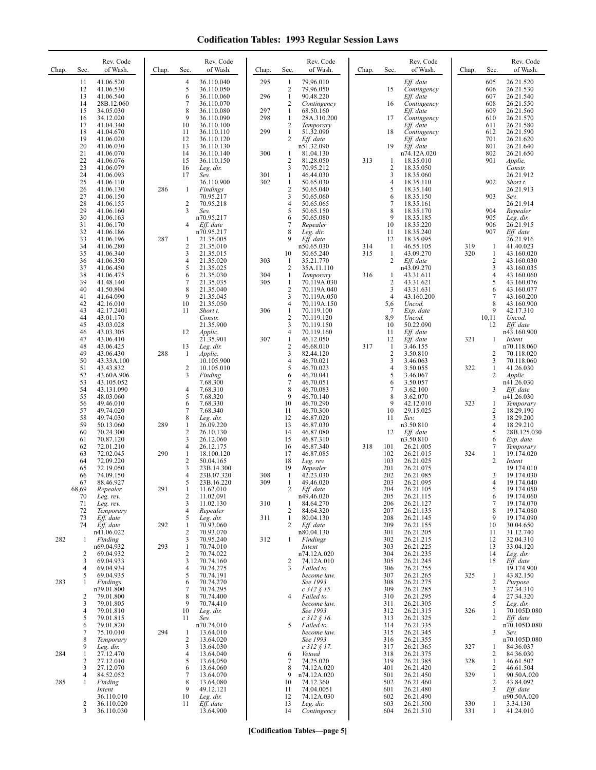# Codification Tables: 1993 Regular Session Laws

| Chap. | Sec. | Rev. Code of Wash. |
|---|---|---|
| | 11 | 41.06.520 |
| | 12 | 41.06.530 |
| | 13 | 41.06.540 |
| | 14 | 28B.12.060 |
| | 15 | 34.05.030 |
| | 16 | 34.12.020 |
| | 17 | 41.04.340 |
| | 18 | 41.04.670 |
| | 19 | 41.06.020 |
| | 20 | 41.06.030 |
| | 21 | 41.06.070 |
| | 22 | 41.06.076 |
| | 23 | 41.06.079 |
| | 24 | 41.06.093 |
| | 25 | 41.06.110 |
| | 26 | 41.06.130 |
| | 27 | 41.06.150 |
| | 28 | 41.06.155 |
| | 29 | 41.06.160 |
| | 30 | 41.06.163 |
| | 31 | 41.06.170 |
| | 32 | 41.06.186 |
| | 33 | 41.06.196 |
| | 34 | 41.06.280 |
| | 35 | 41.06.340 |
| | 36 | 41.06.350 |
| | 37 | 41.06.450 |
| | 38 | 41.06.475 |
| | 39 | 41.48.140 |
| | 40 | 41.50.804 |
| | 41 | 41.64.090 |
| | 42 | 42.16.010 |
| | 43 | 42.17.2401 |
| | 44 | 43.01.170 |
| | 45 | 43.03.028 |
| | 46 | 43.03.305 |
| | 47 | 43.06.410 |
| | 48 | 43.06.425 |
| | 49 | 43.06.430 |
| | 50 | 43.33A.100 |
| | 51 | 43.43.832 |
| | 52 | 43.60A.906 |
| | 53 | 43.105.052 |
| | 54 | 43.131.090 |
| | 55 | 48.03.060 |
| | 56 | 49.46.010 |
| | 57 | 49.74.020 |
| | 58 | 49.74.030 |
| | 59 | 50.13.060 |
| | 60 | 70.24.300 |
| | 61 | 70.87.120 |
| | 62 | 72.01.210 |
| | 63 | 72.02.045 |
| | 64 | 72.09.220 |
| | 65 | 72.19.050 |
| | 66 | 74.09.150 |
| | 67 | 88.46.927 |
| | 68,69 | *Repealer* |
| | 70 | *Leg. rev.* |
| | 71 | *Leg. rev.* |
| | 72 | *Temporary* |
| | 73 | *Eff. date* |
| | 74 | *Eff. date* n41.06.022 |
| 282 | 1 | *Finding* n69.04.932 |
| | 2 | 69.04.932 |
| | 3 | 69.04.933 |
| | 4 | 69.04.934 |
| | 5 | 69.04.935 |
| 283 | 1 | *Findings* n79.01.800 |
| | 2 | 79.01.800 |
| | 3 | 79.01.805 |
| | 4 | 79.01.810 |
| | 5 | 79.01.815 |
| | 6 | 79.01.820 |
| | 7 | 75.10.010 |
| | 8 | *Temporary* |
| | 9 | *Leg. dir.* |
| 284 | 1 | 27.12.470 |
| | 2 | 27.12.010 |
| | 3 | 27.12.070 |
| | 4 | 84.52.052 |
| 285 | 1 | *Finding* *Intent* 36.110.010 |
| | 2 | 36.110.020 |
| | 3 | 36.110.030 |
| | 4 | 36.110.040 |
| | 5 | 36.110.050 |
| | 6 | 36.110.060 |
| | 7 | 36.110.070 |
| | 8 | 36.110.080 |
| | 9 | 36.110.090 |
| | 10 | 36.110.100 |
| | 11 | 36.110.110 |
| | 12 | 36.110.120 |
| | 13 | 36.110.130 |
| | 14 | 36.110.140 |
| | 15 | 36.110.150 |
| | 16 | *Leg. dir.* |
| | 17 | *Sev.* 36.110.900 |
| 286 | 1 | *Findings* 70.95.217 |
| | 2 | 70.95.218 |
| | 3 | *Sev.* n70.95.217 |
| | 4 | *Eff. date* n70.95.217 |
| 287 | 1 | 21.35.005 |
| | 2 | 21.35.010 |
| | 3 | 21.35.015 |
| | 4 | 21.35.020 |
| | 5 | 21.35.025 |
| | 6 | 21.35.030 |
| | 7 | 21.35.035 |
| | 8 | 21.35.040 |
| | 9 | 21.35.045 |
| | 10 | 21.35.050 |
| | 11 | *Short t.* *Constr.* 21.35.900 |
| | 12 | *Applic.* 21.35.901 |
| | 13 | *Leg. dir.* |
| 288 | 1 | *Applic.* 10.105.900 |
| | 2 | 10.105.010 |
| | 3 | *Finding* 7.68.300 |
| | 4 | 7.68.310 |
| | 5 | 7.68.320 |
| | 6 | 7.68.330 |
| | 7 | 7.68.340 |
| | 8 | *Leg. dir.* |
| 289 | 1 | 26.09.220 |
| | 2 | 26.10.130 |
| | 3 | 26.12.060 |
| | 4 | 26.12.175 |
| 290 | 1 | 18.100.120 |
| | 2 | 50.04.165 |
| | 3 | 23B.14.300 |
| | 4 | 23B.07.320 |
| | 5 | 23B.16.220 |
| 291 | 1 | 11.62.010 |
| | 2 | 11.02.091 |
| | 3 | 11.02.130 |
| | 4 | *Repealer* |
| | 5 | *Leg. dir.* |
| 292 | 1 | 70.93.060 |
| | 2 | 70.93.070 |
| | 3 | 70.95.240 |
| 293 | 1 | 70.74.010 |
| | 2 | 70.74.022 |
| | 3 | 70.74.160 |
| | 4 | 70.74.275 |
| | 5 | 70.74.191 |
| | 6 | 70.74.270 |
| | 7 | 70.74.295 |
| | 8 | 70.74.400 |
| | 9 | 70.74.410 |
| | 10 | *Leg. dir.* |
| | 11 | *Sev.* n70.74.010 |
| 294 | 1 | 13.64.010 |
| | 2 | 13.64.020 |
| | 3 | 13.64.030 |
| | 4 | 13.64.040 |
| | 5 | 13.64.050 |
| | 6 | 13.64.060 |
| | 7 | 13.64.070 |
| | 8 | 13.64.080 |
| | 9 | 49.12.121 |
| | 10 | *Leg. dir.* |
| | 11 | *Eff. date* 13.64.900 |
| 295 | 1 | 79.96.010 |
| | 2 | 79.96.050 |
| 296 | 1 | 90.48.220 |
| | 2 | *Contingency* |
| 297 | 1 | 68.50.160 |
| 298 | 1 | 28A.310.200 |
| | 2 | *Temporary* |
| 299 | 1 | 51.32.090 |
| | 2 | *Eff. date* n51.32.090 |
| 300 | 1 | 81.04.130 |
| | 2 | 81.28.050 |
| | 3 | 70.95.212 |
| 301 | 1 | 46.44.030 |
| 302 | 1 | 50.65.030 |
| | 2 | 50.65.040 |
| | 3 | 50.65.060 |
| | 4 | 50.65.065 |
| | 5 | 50.65.150 |
| | 6 | 50.65.080 |
| | 7 | *Repealer* |
| | 8 | *Leg. dir.* |
| | 9 | *Eff. date* n50.65.030 |
| | 10 | 50.65.240 |
| 303 | 1 | 35.21.770 |
| | 2 | 35A.11.110 |
| 304 | 1 | *Temporary* |
| 305 | 1 | 70.119A.030 |
| | 2 | 70.119A.040 |
| | 3 | 70.119A.050 |
| | 4 | 70.119A.150 |
| 306 | 1 | 70.119.100 |
| | 2 | 70.119.120 |
| | 3 | 70.119.150 |
| | 4 | 70.119.160 |
| 307 | 1 | 46.12.050 |
| | 2 | 46.68.010 |
| | 3 | 82.44.120 |
| | 4 | 46.70.021 |
| | 5 | 46.70.023 |
| | 6 | 46.70.041 |
| | 7 | 46.70.051 |
| | 8 | 46.70.083 |
| | 9 | 46.70.140 |
| | 10 | 46.70.290 |
| | 11 | 46.70.300 |
| | 12 | 46.87.020 |
| | 13 | 46.87.030 |
| | 14 | 46.87.080 |
| | 15 | 46.87.310 |
| | 16 | 46.87.340 |
| | 17 | 46.87.085 |
| | 18 | *Leg. rev.* |
| | 19 | *Repealer* |
| 308 | 1 | 42.23.030 |
| 309 | 1 | 49.46.020 |
| | 2 | *Eff. date* n49.46.020 |
| 310 | 1 | 84.64.270 |
| | 2 | 84.64.320 |
| 311 | 1 | 80.04.130 |
| | 2 | *Eff. date* n80.04.130 |
| 312 | 1 | *Findings* *Intent* n74.12A.020 |
| | 2 | 74.12A.010 |
| | 3 | *Failed to become law. See 1993 c 312 § 15.* |
| | 4 | *Failed to become law. See 1993 c 312 § 16.* |
| | 5 | *Failed to become law. See 1993 c 312 § 17.* |
| | 6 | *Vetoed* |
| | 7 | 74.25.020 |
| | 8 | 74.12A.020 |
| | 9 | n74.12A.020 |
| | 10 | 74.12.360 |
| | 11 | 74.04.0051 |
| | 12 | 74.12A.030 |
| | 13 | *Leg. dir.* |
| | 14 | *Contingency* *Eff. date* |
| | 15 | *Contingency* *Eff. date* |
| | 16 | *Contingency* *Eff. date* |
| | 17 | *Contingency* *Eff. date* |
| | 18 | *Contingency* *Eff. date* |
| | 19 | *Eff. date* n74.12A.020 |
| 313 | 1 | 18.35.010 |
| | 2 | 18.35.050 |
| | 3 | 18.35.060 |
| | 4 | 18.35.110 |
| | 5 | 18.35.140 |
| | 6 | 18.35.150 |
| | 7 | 18.35.161 |
| | 8 | 18.35.170 |
| | 9 | 18.35.185 |
| | 10 | 18.35.220 |
| | 11 | 18.35.240 |
| | 12 | 18.35.095 |
| 314 | 1 | 46.55.105 |
| 315 | 1 | 43.09.270 |
| | 2 | *Eff. date* n43.09.270 |
| 316 | 1 | 43.31.611 |
| | 2 | 43.31.621 |
| | 3 | 43.31.631 |
| | 4 | 43.160.200 |
| | 5,6 | *Uncod.* |
| | 7 | *Exp. date* |
| | 8,9 | *Uncod.* |
| | 10 | 50.22.090 |
| | 11 | *Eff. date* |
| | 12 | *Eff. date* |
| 317 | 1 | 3.46.155 |
| | 2 | 3.50.810 |
| | 3 | 3.46.063 |
| | 4 | 3.50.055 |
| | 5 | 3.46.067 |
| | 6 | 3.50.057 |
| | 7 | 3.62.100 |
| | 8 | 3.62.070 |
| | 9 | 42.12.010 |
| | 10 | 29.15.025 |
| | 11 | *Sev.* n3.50.810 |
| | 12 | *Eff. date* n3.50.810 |
| 318 | 101 | 26.21.005 |
| | 102 | 26.21.015 |
| | 103 | 26.21.025 |
| | 201 | 26.21.075 |
| | 202 | 26.21.085 |
| | 203 | 26.21.095 |
| | 204 | 26.21.105 |
| | 205 | 26.21.115 |
| | 206 | 26.21.127 |
| | 207 | 26.21.135 |
| | 208 | 26.21.145 |
| | 209 | 26.21.155 |
| | 301 | 26.21.205 |
| | 302 | 26.21.215 |
| | 303 | 26.21.225 |
| | 304 | 26.21.235 |
| | 305 | 26.21.245 |
| | 306 | 26.21.255 |
| | 307 | 26.21.265 |
| | 308 | 26.21.275 |
| | 309 | 26.21.285 |
| | 310 | 26.21.295 |
| | 311 | 26.21.305 |
| | 312 | 26.21.315 |
| | 313 | 26.21.325 |
| | 314 | 26.21.335 |
| | 315 | 26.21.345 |
| | 316 | 26.21.355 |
| | 317 | 26.21.365 |
| | 318 | 26.21.375 |
| | 319 | 26.21.385 |
| | 401 | 26.21.420 |
| | 501 | 26.21.450 |
| | 502 | 26.21.460 |
| | 601 | 26.21.480 |
| | 602 | 26.21.490 |
| | 603 | 26.21.500 |
| | 604 | 26.21.510 |
| | 605 | 26.21.520 |
| | 606 | 26.21.530 |
| | 607 | 26.21.540 |
| | 608 | 26.21.550 |
| | 609 | 26.21.560 |
| | 610 | 26.21.570 |
| | 611 | 26.21.580 |
| | 612 | 26.21.590 |
| | 701 | 26.21.620 |
| | 801 | 26.21.640 |
| | 802 | 26.21.650 |
| | 901 | *Applic.* *Constr.* 26.21.912 |
| | 902 | *Short t.* 26.21.913 |
| | 903 | *Sev.* 26.21.914 |
| | 904 | *Repealer* |
| | 905 | *Leg. dir.* |
| | 906 | 26.21.915 |
| | 907 | *Eff. date* 26.21.916 |
| 319 | 1 | 41.40.023 |
| 320 | 1 | 43.160.020 |
| | 2 | 43.160.030 |
| | 3 | 43.160.035 |
| | 4 | 43.160.060 |
| | 5 | 43.160.076 |
| | 6 | 43.160.077 |
| | 7 | 43.160.200 |
| | 8 | 43.160.900 |
| | 9 | 42.17.310 |
| | 10,11 | *Uncod.* |
| | 12 | *Eff. date* n43.160.900 |
| 321 | 1 | *Intent* n70.118.060 |
| | 2 | 70.118.020 |
| | 3 | 70.118.060 |
| 322 | 1 | 41.26.030 |
| | 2 | *Applic.* n41.26.030 |
| | 3 | *Eff. date* n41.26.030 |
| 323 | 1 | *Temporary* |
| | 2 | 18.29.190 |
| | 3 | 18.29.200 |
| | 4 | 18.29.210 |
| | 5 | 28B.125.030 |
| | 6 | *Exp. date* |
| | 7 | *Temporary* |
| 324 | 1 | 19.174.020 |
| | 2 | *Intent* 19.174.010 |
| | 3 | 19.174.030 |
| | 4 | 19.174.040 |
| | 5 | 19.174.050 |
| | 6 | 19.174.060 |
| | 7 | 19.174.070 |
| | 8 | 19.174.080 |
| | 9 | 19.174.090 |
| | 10 | 30.04.650 |
| | 11 | 31.12.740 |
| | 12 | 32.04.310 |
| | 13 | 33.04.120 |
| | 14 | *Leg. dir.* |
| | 15 | *Eff. date* 19.174.900 |
| 325 | 1 | 43.82.150 |
| | 2 | *Purpose* |
| | 3 | 27.34.310 |
| | 4 | 27.34.320 |
| | 5 | *Leg. dir.* |
| 326 | 1 | 70.105D.080 |
| | 2 | *Eff. date* n70.105D.080 |
| | 3 | *Sev.* n70.105D.080 |
| 327 | 1 | 84.36.037 |
| | 2 | 84.36.030 |
| 328 | 1 | 46.61.502 |
| | 2 | 46.61.504 |
| 329 | 1 | 90.50A.020 |
| | 2 | 43.84.092 |
| | 3 | *Eff. date* n90.50A.020 |
| 330 | 1 | 3.34.130 |
| 331 | 1 | 41.24.010 |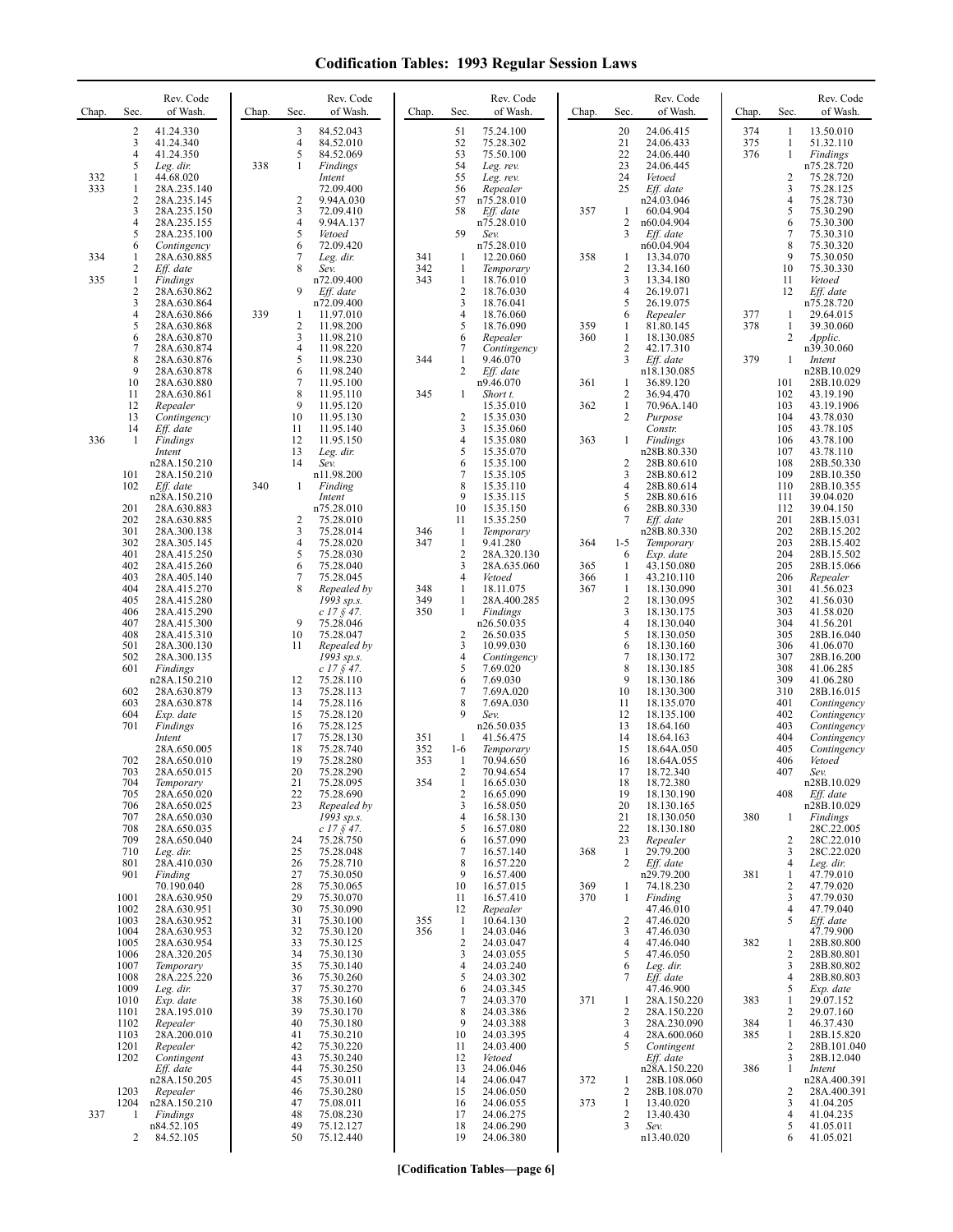# Codification Tables: 1993 Regular Session Laws

| Chap. | Sec. | Rev. Code of Wash. |
|---|---|---|
| | 2 | 41.24.330 |
| | 3 | 41.24.340 |
| | 4 | 41.24.350 |
| | 5 | *Leg. dir.* |
| 332 | 1 | 44.68.020 |
| 333 | 1 | 28A.235.140 |
| | 2 | 28A.235.145 |
| | 3 | 28A.235.150 |
| | 4 | 28A.235.155 |
| | 5 | 28A.235.100 |
| | 6 | *Contingency* |
| 334 | 1 | 28A.630.885 |
| | 2 | *Eff. date* |
| 335 | 1 | *Findings* |
| | 2 | 28A.630.862 |
| | 3 | 28A.630.864 |
| | 4 | 28A.630.866 |
| | 5 | 28A.630.868 |
| | 6 | 28A.630.870 |
| | 7 | 28A.630.874 |
| | 8 | 28A.630.876 |
| | 9 | 28A.630.878 |
| | 10 | 28A.630.880 |
| | 11 | 28A.630.861 |
| | 12 | *Repealer* |
| | 13 | *Contingency* |
| | 14 | *Eff. date* |
| 336 | 1 | *Findings Intent* n28A.150.210 |
| | 101 | 28A.150.210 |
| | 102 | *Eff. date* n28A.150.210 |
| | 201 | 28A.630.883 |
| | 202 | 28A.630.885 |
| | 301 | 28A.300.138 |
| | 302 | 28A.305.145 |
| | 401 | 28A.415.250 |
| | 402 | 28A.415.260 |
| | 403 | 28A.405.140 |
| | 404 | 28A.415.270 |
| | 405 | 28A.415.280 |
| | 406 | 28A.415.290 |
| | 407 | 28A.415.300 |
| | 408 | 28A.415.310 |
| | 501 | 28A.300.130 |
| | 502 | 28A.300.135 |
| | 601 | *Findings* n28A.150.210 |
| | 602 | 28A.630.879 |
| | 603 | 28A.630.878 |
| | 604 | *Exp. date* |
| | 701 | *Findings Intent* 28A.650.005 |
| | 702 | 28A.650.010 |
| | 703 | 28A.650.015 |
| | 704 | *Temporary* |
| | 705 | 28A.650.020 |
| | 706 | 28A.650.025 |
| | 707 | 28A.650.030 |
| | 708 | 28A.650.035 |
| | 709 | 28A.650.040 |
| | 710 | *Leg. dir.* |
| | 801 | 28A.410.030 |
| | 901 | *Finding* 70.190.040 |
| | 1001 | 28A.630.950 |
| | 1002 | 28A.630.951 |
| | 1003 | 28A.630.952 |
| | 1004 | 28A.630.953 |
| | 1005 | 28A.630.954 |
| | 1006 | 28A.320.205 |
| | 1007 | *Temporary* |
| | 1008 | 28A.225.220 |
| | 1009 | *Leg. dir.* |
| | 1010 | *Exp. date* |
| | 1101 | 28A.195.010 |
| | 1102 | *Repealer* |
| | 1103 | 28A.200.010 |
| | 1201 | *Repealer* |
| | 1202 | *Contingent Eff. date* n28A.150.205 |
| | 1203 | *Repealer* |
| | 1204 | n28A.150.210 |
| 337 | 1 | *Findings* n84.52.105 |
| | 2 | 84.52.105 |
| | 3 | 84.52.043 |
| | 4 | 84.52.010 |
| | 5 | 84.52.069 |
| 338 | 1 | *Findings Intent* 72.09.400 |
| | 2 | 9.94A.030 |
| | 3 | 72.09.410 |
| | 4 | 9.94A.137 |
| | 5 | *Vetoed* |
| | 6 | 72.09.420 |
| | 7 | *Leg. dir.* |
| | 8 | *Sev.* n72.09.400 |
| | 9 | *Eff. date* n72.09.400 |
| 339 | 1 | 11.97.010 |
| | 2 | 11.98.200 |
| | 3 | 11.98.210 |
| | 4 | 11.98.220 |
| | 5 | 11.98.230 |
| | 6 | 11.98.240 |
| | 7 | 11.95.100 |
| | 8 | 11.95.110 |
| | 9 | 11.95.120 |
| | 10 | 11.95.130 |
| | 11 | 11.95.140 |
| | 12 | 11.95.150 |
| | 13 | *Leg. dir.* |
| | 14 | *Sev.* n11.98.200 |
| 340 | 1 | *Finding Intent* n75.28.010 |
| | 2 | 75.28.010 |
| | 3 | 75.28.014 |
| | 4 | 75.28.020 |
| | 5 | 75.28.030 |
| | 6 | 75.28.040 |
| | 7 | 75.28.045 |
| | 8 | *Repealed by 1993 sp.s. c 17 § 47.* |
| | 9 | 75.28.046 |
| | 10 | 75.28.047 |
| | 11 | *Repealed by 1993 sp.s. c 17 § 47.* |
| | 12 | 75.28.110 |
| | 13 | 75.28.113 |
| | 14 | 75.28.116 |
| | 15 | 75.28.120 |
| | 16 | 75.28.125 |
| | 17 | 75.28.130 |
| | 18 | 75.28.740 |
| | 19 | 75.28.280 |
| | 20 | 75.28.290 |
| | 21 | 75.28.095 |
| | 22 | 75.28.690 |
| | 23 | *Repealed by 1993 sp.s. c 17 § 47.* |
| | 24 | 75.28.750 |
| | 25 | 75.28.048 |
| | 26 | 75.28.710 |
| | 27 | 75.30.050 |
| | 28 | 75.30.065 |
| | 29 | 75.30.070 |
| | 30 | 75.30.090 |
| | 31 | 75.30.100 |
| | 32 | 75.30.120 |
| | 33 | 75.30.125 |
| | 34 | 75.30.130 |
| | 35 | 75.30.140 |
| | 36 | 75.30.260 |
| | 37 | 75.30.270 |
| | 38 | 75.30.160 |
| | 39 | 75.30.170 |
| | 40 | 75.30.180 |
| | 41 | 75.30.210 |
| | 42 | 75.30.220 |
| | 43 | 75.30.240 |
| | 44 | 75.30.250 |
| | 45 | 75.30.011 |
| | 46 | 75.30.280 |
| | 47 | 75.08.011 |
| | 48 | 75.08.230 |
| | 49 | 75.12.127 |
| | 50 | 75.12.440 |
| | 51 | 75.24.100 |
| | 52 | 75.28.302 |
| | 53 | 75.50.100 |
| | 54 | *Leg. rev.* |
| | 55 | *Leg. rev.* |
| | 56 | *Repealer* |
| | 57 | n75.28.010 |
| | 58 | *Eff. date* n75.28.010 |
| | 59 | *Sev.* n75.28.010 |
| 341 | 1 | 12.20.060 |
| 342 | 1 | *Temporary* |
| 343 | 1 | 18.76.010 |
| | 2 | 18.76.030 |
| | 3 | 18.76.041 |
| | 4 | 18.76.060 |
| | 5 | 18.76.090 |
| | 6 | *Repealer* |
| | 7 | *Contingency* |
| 344 | 1 | 9.46.070 |
| | 2 | *Eff. date* n9.46.070 |
| 345 | 1 | *Short t.* 15.35.010 |
| | 2 | 15.35.030 |
| | 3 | 15.35.060 |
| | 4 | 15.35.080 |
| | 5 | 15.35.070 |
| | 6 | 15.35.100 |
| | 7 | 15.35.105 |
| | 8 | 15.35.110 |
| | 9 | 15.35.115 |
| | 10 | 15.35.150 |
| | 11 | 15.35.250 |
| 346 | 1 | *Temporary* |
| 347 | 1 | 9.41.280 |
| | 2 | 28A.320.130 |
| | 3 | 28A.635.060 |
| | 4 | *Vetoed* |
| 348 | 1 | 18.11.075 |
| 349 | 1 | 28A.400.285 |
| 350 | 1 | *Findings* n26.50.035 |
| | 2 | 26.50.035 |
| | 3 | 10.99.030 |
| | 4 | *Contingency* |
| | 5 | 7.69.020 |
| | 6 | 7.69.030 |
| | 7 | 7.69A.020 |
| | 8 | 7.69A.030 |
| | 9 | *Sev.* n26.50.035 |
| 351 | 1 | 41.56.475 |
| 352 | 1-6 | *Temporary* |
| 353 | 1 | 70.94.650 |
| | 2 | 70.94.654 |
| 354 | 1 | 16.65.030 |
| | 2 | 16.65.090 |
| | 3 | 16.58.050 |
| | 4 | 16.58.130 |
| | 5 | 16.57.080 |
| | 6 | 16.57.090 |
| | 7 | 16.57.140 |
| | 8 | 16.57.220 |
| | 9 | 16.57.400 |
| | 10 | 16.57.015 |
| | 11 | 16.57.410 |
| | 12 | *Repealer* |
| 355 | 1 | 10.64.130 |
| 356 | 1 | 24.03.046 |
| | 2 | 24.03.047 |
| | 3 | 24.03.055 |
| | 4 | 24.03.240 |
| | 5 | 24.03.302 |
| | 6 | 24.03.345 |
| | 7 | 24.03.370 |
| | 8 | 24.03.386 |
| | 9 | 24.03.388 |
| | 10 | 24.03.395 |
| | 11 | 24.03.400 |
| | 12 | *Vetoed* |
| | 13 | 24.06.046 |
| | 14 | 24.06.047 |
| | 15 | 24.06.050 |
| | 16 | 24.06.055 |
| | 17 | 24.06.275 |
| | 18 | 24.06.290 |
| | 19 | 24.06.380 |
| | 20 | 24.06.415 |
| | 21 | 24.06.433 |
| | 22 | 24.06.440 |
| | 23 | 24.06.445 |
| | 24 | *Vetoed* |
| | 25 | *Eff. date* n24.03.046 |
| 357 | 1 | 60.04.904 |
| | 2 | n60.04.904 |
| | 3 | *Eff. date* n60.04.904 |
| 358 | 1 | 13.34.070 |
| | 2 | 13.34.160 |
| | 3 | 13.34.180 |
| | 4 | 26.19.071 |
| | 5 | 26.19.075 |
| | 6 | *Repealer* |
| 359 | 1 | 81.80.145 |
| 360 | 1 | 18.130.085 |
| | 2 | 42.17.310 |
| | 3 | *Eff. date* n18.130.085 |
| 361 | 1 | 36.89.120 |
| | 2 | 36.94.470 |
| 362 | 1 | 70.96A.140 |
| | 2 | *Purpose Constr.* |
| 363 | 1 | *Findings* n28B.80.330 |
| | 2 | 28B.80.610 |
| | 3 | 28B.80.612 |
| | 4 | 28B.80.614 |
| | 5 | 28B.80.616 |
| | 6 | 28B.80.330 |
| | 7 | *Eff. date* n28B.80.330 |
| 364 | 1-5 | *Temporary* |
| | 6 | *Exp. date* |
| 365 | 1 | 43.150.080 |
| 366 | 1 | 43.210.110 |
| 367 | 1 | 18.130.090 |
| | 2 | 18.130.095 |
| | 3 | 18.130.175 |
| | 4 | 18.130.040 |
| | 5 | 18.130.050 |
| | 6 | 18.130.160 |
| | 7 | 18.130.172 |
| | 8 | 18.130.185 |
| | 9 | 18.130.186 |
| | 10 | 18.130.300 |
| | 11 | 18.135.070 |
| | 12 | 18.135.100 |
| | 13 | 18.64.160 |
| | 14 | 18.64.163 |
| | 15 | 18.64A.050 |
| | 16 | 18.64A.055 |
| | 17 | 18.72.340 |
| | 18 | 18.72.380 |
| | 19 | 18.130.190 |
| | 20 | 18.130.165 |
| | 21 | 18.130.050 |
| | 22 | 18.130.180 |
| | 23 | *Repealer* |
| 368 | 1 | 29.79.200 |
| | 2 | *Eff. date* n29.79.200 |
| 369 | 1 | 74.18.230 |
| 370 | 1 | *Finding* 47.46.010 |
| | 2 | 47.46.020 |
| | 3 | 47.46.030 |
| | 4 | 47.46.040 |
| | 5 | 47.46.050 |
| | 6 | *Leg. dir.* |
| | 7 | *Eff. date* 47.46.900 |
| 371 | 1 | 28A.150.220 |
| | 2 | 28A.150.220 |
| | 3 | 28A.230.090 |
| | 4 | 28A.600.060 |
| | 5 | *Contingent Eff. date* n28A.150.220 |
| 372 | 1 | 28B.108.060 |
| | 2 | 28B.108.070 |
| 373 | 1 | 13.40.020 |
| | 2 | 13.40.430 |
| | 3 | *Sev.* n13.40.020 |
| 374 | 1 | 13.50.010 |
| 375 | 1 | 51.32.110 |
| 376 | 1 | *Findings* n75.28.720 |
| | 2 | 75.28.720 |
| | 3 | 75.28.125 |
| | 4 | 75.28.730 |
| | 5 | 75.30.290 |
| | 6 | 75.30.300 |
| | 7 | 75.30.310 |
| | 8 | 75.30.320 |
| | 9 | 75.30.050 |
| | 10 | 75.30.330 |
| | 11 | *Vetoed* |
| | 12 | *Eff. date* n75.28.720 |
| 377 | 1 | 29.64.015 |
| 378 | 1 | 39.30.060 |
| | 2 | *Applic.* n39.30.060 |
| 379 | 1 | *Intent* n28B.10.029 |
| | 101 | 28B.10.029 |
| | 102 | 43.19.190 |
| | 103 | 43.19.1906 |
| | 104 | 43.78.030 |
| | 105 | 43.78.105 |
| | 106 | 43.78.100 |
| | 107 | 43.78.110 |
| | 108 | 28B.50.330 |
| | 109 | 28B.10.350 |
| | 110 | 28B.10.355 |
| | 111 | 39.04.020 |
| | 112 | 39.04.150 |
| | 201 | 28B.15.031 |
| | 202 | 28B.15.202 |
| | 203 | 28B.15.402 |
| | 204 | 28B.15.502 |
| | 205 | 28B.15.066 |
| | 206 | *Repealer* |
| | 301 | 41.56.023 |
| | 302 | 41.56.030 |
| | 303 | 41.58.020 |
| | 304 | 41.56.201 |
| | 305 | 28B.16.040 |
| | 306 | 41.06.070 |
| | 307 | 28B.16.200 |
| | 308 | 41.06.285 |
| | 309 | 41.06.280 |
| | 310 | 28B.16.015 |
| | 401 | *Contingency* |
| | 402 | *Contingency* |
| | 403 | *Contingency* |
| | 404 | *Contingency* |
| | 405 | *Contingency* |
| | 406 | *Vetoed* |
| | 407 | *Sev.* n28B.10.029 |
| | 408 | *Eff. date* n28B.10.029 |
| 380 | 1 | *Findings* 28C.22.005 |
| | 2 | 28C.22.010 |
| | 3 | 28C.22.020 |
| | 4 | *Leg. dir.* |
| 381 | 1 | 47.79.010 |
| | 2 | 47.79.020 |
| | 3 | 47.79.030 |
| | 4 | 47.79.040 |
| | 5 | *Eff. date* 47.79.900 |
| 382 | 1 | 28B.80.800 |
| | 2 | 28B.80.801 |
| | 3 | 28B.80.802 |
| | 4 | 28B.80.803 |
| | 5 | *Exp. date* |
| 383 | 1 | 29.07.152 |
| | 2 | 29.07.160 |
| 384 | 1 | 46.37.430 |
| 385 | 1 | 28B.15.820 |
| | 2 | 28B.101.040 |
| | 3 | 28B.12.040 |
| 386 | 1 | *Intent* n28A.400.391 |
| | 2 | 28A.400.391 |
| | 3 | 41.04.205 |
| | 4 | 41.04.235 |
| | 5 | 41.05.011 |
| | 6 | 41.05.021 |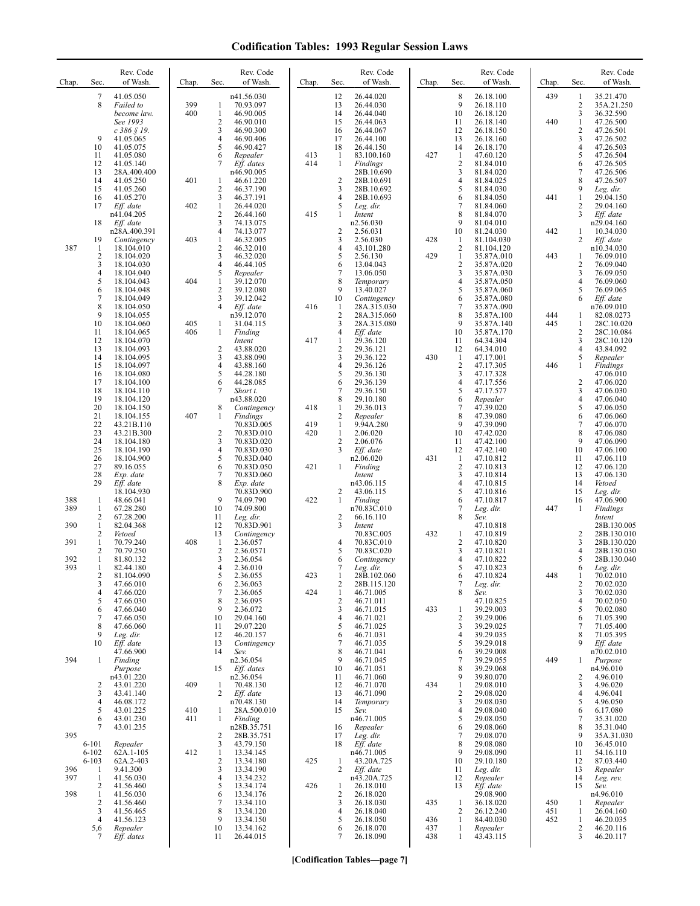# Codification Tables: 1993 Regular Session Laws

| Chap. | Sec. | Rev. Code of Wash. |
|---|---|---|
| | 7 | 41.05.050 |
| | 8 | *Failed to become law. See 1993 c 386 § 19.* |
| | 9 | 41.05.065 |
| | 10 | 41.05.075 |
| | 11 | 41.05.080 |
| | 12 | 41.05.140 |
| | 13 | 28A.400.400 |
| | 14 | 41.05.250 |
| | 15 | 41.05.260 |
| | 16 | 41.05.270 |
| | 17 | *Eff. date* n41.04.205 |
| | 18 | *Eff. date* n28A.400.391 |
| | 19 | *Contingency* |
| 387 | 1 | 18.104.010 |
| | 2 | 18.104.020 |
| | 3 | 18.104.030 |
| | 4 | 18.104.040 |
| | 5 | 18.104.043 |
| | 6 | 18.104.048 |
| | 7 | 18.104.049 |
| | 8 | 18.104.050 |
| | 9 | 18.104.055 |
| | 10 | 18.104.060 |
| | 11 | 18.104.065 |
| | 12 | 18.104.070 |
| | 13 | 18.104.093 |
| | 14 | 18.104.095 |
| | 15 | 18.104.097 |
| | 16 | 18.104.080 |
| | 17 | 18.104.100 |
| | 18 | 18.104.110 |
| | 19 | 18.104.120 |
| | 20 | 18.104.150 |
| | 21 | 18.104.155 |
| | 22 | 43.21B.110 |
| | 23 | 43.21B.300 |
| | 24 | 18.104.180 |
| | 25 | 18.104.190 |
| | 26 | 18.104.900 |
| | 27 | 89.16.055 |
| | 28 | *Exp. date* |
| | 29 | *Eff. date* 18.104.930 |
| 388 | 1 | 48.66.041 |
| 389 | 1 | 67.28.280 |
| | 2 | 67.28.200 |
| 390 | 1 | 82.04.368 |
| | 2 | *Vetoed* |
| 391 | 1 | 70.79.240 |
| | 2 | 70.79.250 |
| 392 | 1 | 81.80.132 |
| 393 | 1 | 82.44.180 |
| | 2 | 81.104.090 |
| | 3 | 47.66.010 |
| | 4 | 47.66.020 |
| | 5 | 47.66.030 |
| | 6 | 47.66.040 |
| | 7 | 47.66.050 |
| | 8 | 47.66.060 |
| | 9 | *Leg. dir.* |
| | 10 | *Eff. date* 47.66.900 |
| 394 | 1 | *Finding Purpose* n43.01.220 |
| | 2 | 43.01.220 |
| | 3 | 43.41.140 |
| | 4 | 46.08.172 |
| | 5 | 43.01.225 |
| | 6 | 43.01.230 |
| | 7 | 43.01.235 |
| 395 | | |
| | 6-101 | *Repealer* |
| | 6-102 | 62A.1-105 |
| | 6-103 | 62A.2-403 |
| 396 | 1 | 9.41.300 |
| 397 | 1 | 41.56.030 |
| | 2 | 41.56.460 |
| 398 | 1 | 41.56.030 |
| | 2 | 41.56.460 |
| | 3 | 41.56.465 |
| | 4 | 41.56.123 |
| | 5,6 | *Repealer* |
| | 7 | *Eff. dates* n41.56.030 |
| 399 | 1 | 70.93.097 |
| 400 | 1 | 46.90.005 |
| | 2 | 46.90.010 |
| | 3 | 46.90.300 |
| | 4 | 46.90.406 |
| | 5 | 46.90.427 |
| | 6 | *Repealer* |
| | 7 | *Eff. dates* n46.90.005 |
| 401 | 1 | 46.61.220 |
| | 2 | 46.37.190 |
| | 3 | 46.37.191 |
| 402 | 1 | 26.44.020 |
| | 2 | 26.44.160 |
| | 3 | 74.13.075 |
| | 4 | 74.13.077 |
| 403 | 1 | 46.32.005 |
| | 2 | 46.32.010 |
| | 3 | 46.32.020 |
| | 4 | 46.44.105 |
| | 5 | *Repealer* |
| 404 | 1 | 39.12.070 |
| | 2 | 39.12.080 |
| | 3 | 39.12.042 |
| | 4 | *Eff. date* n39.12.070 |
| 405 | 1 | 31.04.115 |
| 406 | 1 | *Finding Intent* |
| | 2 | 43.88.020 |
| | 3 | 43.88.090 |
| | 4 | 43.88.160 |
| | 5 | 44.28.180 |
| | 6 | 44.28.085 |
| | 7 | *Short t.* n43.88.020 |
| | 8 | *Contingency* |
| 407 | 1 | *Findings* 70.83D.005 |
| | 2 | 70.83D.010 |
| | 3 | 70.83D.020 |
| | 4 | 70.83D.030 |
| | 5 | 70.83D.040 |
| | 6 | 70.83D.050 |
| | 7 | 70.83D.060 |
| | 8 | *Exp. date* 70.83D.900 |
| | 9 | 74.09.790 |
| | 10 | 74.09.800 |
| | 11 | *Leg. dir.* |
| | 12 | 70.83D.901 |
| | 13 | *Contingency* |
| 408 | 1 | 2.36.057 |
| | 2 | 2.36.0571 |
| | 3 | 2.36.054 |
| | 4 | 2.36.010 |
| | 5 | 2.36.055 |
| | 6 | 2.36.063 |
| | 7 | 2.36.065 |
| | 8 | 2.36.095 |
| | 9 | 2.36.072 |
| | 10 | 29.04.160 |
| | 11 | 29.07.220 |
| | 12 | 46.20.157 |
| | 13 | *Contingency* |
| | 14 | *Sev.* n2.36.054 |
| | 15 | *Eff. dates* n2.36.054 |
| 409 | 1 | 70.48.130 |
| | 2 | *Eff. date* n70.48.130 |
| 410 | 1 | 28A.500.010 |
| 411 | 1 | *Finding* n28B.35.751 |
| | 2 | 28B.35.751 |
| | 3 | 43.79.150 |
| 412 | 1 | 13.34.145 |
| | 2 | 13.34.180 |
| | 3 | 13.34.190 |
| | 4 | 13.34.232 |
| | 5 | 13.34.174 |
| | 6 | 13.34.176 |
| | 7 | 13.34.110 |
| | 8 | 13.34.120 |
| | 9 | 13.34.150 |
| | 10 | 13.34.162 |
| | 11 | 26.44.015 |
| | 12 | 26.44.020 |
| | 13 | 26.44.030 |
| | 14 | 26.44.040 |
| | 15 | 26.44.063 |
| | 16 | 26.44.067 |
| | 17 | 26.44.100 |
| | 18 | 26.44.150 |
| 413 | 1 | 83.100.160 |
| 414 | 1 | *Findings* 28B.10.690 |
| | 2 | 28B.10.691 |
| | 3 | 28B.10.692 |
| | 4 | 28B.10.693 |
| | 5 | *Leg. dir.* |
| 415 | 1 | *Intent* n2.56.030 |
| | 2 | 2.56.031 |
| | 3 | 2.56.030 |
| | 4 | 43.101.280 |
| | 5 | 2.56.130 |
| | 6 | 13.04.043 |
| | 7 | 13.06.050 |
| | 8 | *Temporary* |
| | 9 | 13.40.027 |
| | 10 | *Contingency* |
| 416 | 1 | 28A.315.030 |
| | 2 | 28A.315.060 |
| | 3 | 28A.315.080 |
| | 4 | *Eff. date* |
| 417 | 1 | 29.36.120 |
| | 2 | 29.36.121 |
| | 3 | 29.36.122 |
| | 4 | 29.36.126 |
| | 5 | 29.36.130 |
| | 6 | 29.36.139 |
| | 7 | 29.36.150 |
| | 8 | 29.10.180 |
| 418 | 1 | 29.36.013 |
| | 2 | *Repealer* |
| 419 | 1 | 9.94A.280 |
| 420 | 1 | 2.06.020 |
| | 2 | 2.06.076 |
| | 3 | *Eff. date* n2.06.020 |
| 421 | 1 | *Finding Intent* n43.06.115 |
| | 2 | 43.06.115 |
| 422 | 1 | *Finding* n70.83C.010 |
| | 2 | 66.16.110 |
| | 3 | *Intent* 70.83C.005 |
| | 4 | 70.83C.010 |
| | 5 | 70.83C.020 |
| | 6 | *Contingency* |
| | 7 | *Leg. dir.* |
| 423 | 1 | 28B.102.060 |
| | 2 | 28B.115.120 |
| 424 | 1 | 46.71.005 |
| | 2 | 46.71.011 |
| | 3 | 46.71.015 |
| | 4 | 46.71.021 |
| | 5 | 46.71.025 |
| | 6 | 46.71.031 |
| | 7 | 46.71.035 |
| | 8 | 46.71.041 |
| | 9 | 46.71.045 |
| | 10 | 46.71.051 |
| | 11 | 46.71.060 |
| | 12 | 46.71.070 |
| | 13 | 46.71.090 |
| | 14 | *Temporary* |
| | 15 | *Sev.* n46.71.005 |
| | 16 | *Repealer* |
| | 17 | *Leg. dir.* |
| | 18 | *Eff. date* n46.71.005 |
| 425 | 1 | 43.20A.725 |
| | 2 | *Eff. date* n43.20A.725 |
| 426 | 1 | 26.18.010 |
| | 2 | 26.18.020 |
| | 3 | 26.18.030 |
| | 4 | 26.18.040 |
| | 5 | 26.18.050 |
| | 6 | 26.18.070 |
| | 7 | 26.18.090 |
| | 8 | 26.18.100 |
| | 9 | 26.18.110 |
| | 10 | 26.18.120 |
| | 11 | 26.18.140 |
| | 12 | 26.18.150 |
| | 13 | 26.18.160 |
| | 14 | 26.18.170 |
| 427 | 1 | 47.60.120 |
| | 2 | 81.84.010 |
| | 3 | 81.84.020 |
| | 4 | 81.84.025 |
| | 5 | 81.84.030 |
| | 6 | 81.84.050 |
| | 7 | 81.84.060 |
| | 8 | 81.84.070 |
| | 9 | 81.04.010 |
| | 10 | 81.24.030 |
| 428 | 1 | 81.104.030 |
| | 2 | 81.104.120 |
| 429 | 1 | 35.87A.010 |
| | 2 | 35.87A.020 |
| | 3 | 35.87A.030 |
| | 4 | 35.87A.050 |
| | 5 | 35.87A.060 |
| | 6 | 35.87A.080 |
| | 7 | 35.87A.090 |
| | 8 | 35.87A.100 |
| | 9 | 35.87A.140 |
| | 10 | 35.87A.170 |
| | 11 | 64.34.304 |
| | 12 | 64.34.010 |
| 430 | 1 | 47.17.001 |
| | 2 | 47.17.305 |
| | 3 | 47.17.328 |
| | 4 | 47.17.556 |
| | 5 | 47.17.577 |
| | 6 | *Repealer* |
| | 7 | 47.39.020 |
| | 8 | 47.39.080 |
| | 9 | 47.39.090 |
| | 10 | 47.42.020 |
| | 11 | 47.42.100 |
| | 12 | 47.42.140 |
| 431 | 1 | 47.10.812 |
| | 2 | 47.10.813 |
| | 3 | 47.10.814 |
| | 4 | 47.10.815 |
| | 5 | 47.10.816 |
| | 6 | 47.10.817 |
| | 7 | *Leg. dir.* |
| | 8 | *Sev.* 47.10.818 |
| 432 | 1 | 47.10.819 |
| | 2 | 47.10.820 |
| | 3 | 47.10.821 |
| | 4 | 47.10.822 |
| | 5 | 47.10.823 |
| | 6 | 47.10.824 |
| | 7 | *Leg. dir.* |
| | 8 | *Sev.* 47.10.825 |
| 433 | 1 | 39.29.003 |
| | 2 | 39.29.006 |
| | 3 | 39.29.025 |
| | 4 | 39.29.035 |
| | 5 | 39.29.018 |
| | 6 | 39.29.008 |
| | 7 | 39.29.055 |
| | 8 | 39.29.068 |
| | 9 | 39.80.070 |
| 434 | 1 | 29.08.010 |
| | 2 | 29.08.020 |
| | 3 | 29.08.030 |
| | 4 | 29.08.040 |
| | 5 | 29.08.050 |
| | 6 | 29.08.060 |
| | 7 | 29.08.070 |
| | 8 | 29.08.080 |
| | 9 | 29.08.090 |
| | 10 | 29.10.180 |
| | 11 | *Leg. dir.* |
| | 12 | *Repealer* |
| | 13 | *Eff. date* 29.08.900 |
| 435 | 1 | 36.18.020 |
| | 2 | 26.12.240 |
| 436 | 1 | 84.40.030 |
| 437 | 1 | *Repealer* |
| 438 | 1 | 43.43.115 |
| 439 | 1 | 35.21.470 |
| | 2 | 35A.21.250 |
| | 3 | 36.32.590 |
| 440 | 1 | 47.26.500 |
| | 2 | 47.26.501 |
| | 3 | 47.26.502 |
| | 4 | 47.26.503 |
| | 5 | 47.26.504 |
| | 6 | 47.26.505 |
| | 7 | 47.26.506 |
| | 8 | 47.26.507 |
| | 9 | *Leg. dir.* |
| 441 | 1 | 29.04.150 |
| | 2 | 29.04.160 |
| | 3 | *Eff. date* n29.04.160 |
| 442 | 1 | 10.34.030 |
| | 2 | *Eff. date* n10.34.030 |
| 443 | 1 | 76.09.010 |
| | 2 | 76.09.040 |
| | 3 | 76.09.050 |
| | 4 | 76.09.060 |
| | 5 | 76.09.065 |
| | 6 | *Eff. date* n76.09.010 |
| 444 | 1 | 82.08.0273 |
| 445 | 1 | 28C.10.020 |
| | 2 | 28C.10.084 |
| | 3 | 28C.10.120 |
| | 4 | 43.84.092 |
| | 5 | *Repealer* |
| 446 | 1 | *Findings* 47.06.010 |
| | 2 | 47.06.020 |
| | 3 | 47.06.030 |
| | 4 | 47.06.040 |
| | 5 | 47.06.050 |
| | 6 | 47.06.060 |
| | 7 | 47.06.070 |
| | 8 | 47.06.080 |
| | 9 | 47.06.090 |
| | 10 | 47.06.100 |
| | 11 | 47.06.110 |
| | 12 | 47.06.120 |
| | 13 | 47.06.130 |
| | 14 | *Vetoed* |
| | 15 | *Leg. dir.* |
| | 16 | 47.06.900 |
| 447 | 1 | *Findings Intent* 28B.130.005 |
| | 2 | 28B.130.010 |
| | 3 | 28B.130.020 |
| | 4 | 28B.130.030 |
| | 5 | 28B.130.040 |
| | 6 | *Leg. dir.* |
| 448 | 1 | 70.02.010 |
| | 2 | 70.02.020 |
| | 3 | 70.02.030 |
| | 4 | 70.02.050 |
| | 5 | 70.02.080 |
| | 6 | 71.05.390 |
| | 7 | 71.05.400 |
| | 8 | 71.05.395 |
| | 9 | *Eff. date* n70.02.010 |
| 449 | 1 | *Purpose* n4.96.010 |
| | 2 | 4.96.010 |
| | 3 | 4.96.020 |
| | 4 | 4.96.041 |
| | 5 | 4.96.050 |
| | 6 | 6.17.080 |
| | 7 | 35.31.020 |
| | 8 | 35.31.040 |
| | 9 | 35A.31.030 |
| | 10 | 36.45.010 |
| | 11 | 54.16.110 |
| | 12 | 87.03.440 |
| | 13 | *Repealer* |
| | 14 | *Leg. rev.* |
| | 15 | *Sev.* n4.96.010 |
| 450 | 1 | *Repealer* |
| 451 | 1 | 26.04.160 |
| 452 | 1 | 46.20.035 |
| | 2 | 46.20.116 |
| | 3 | 46.20.117 |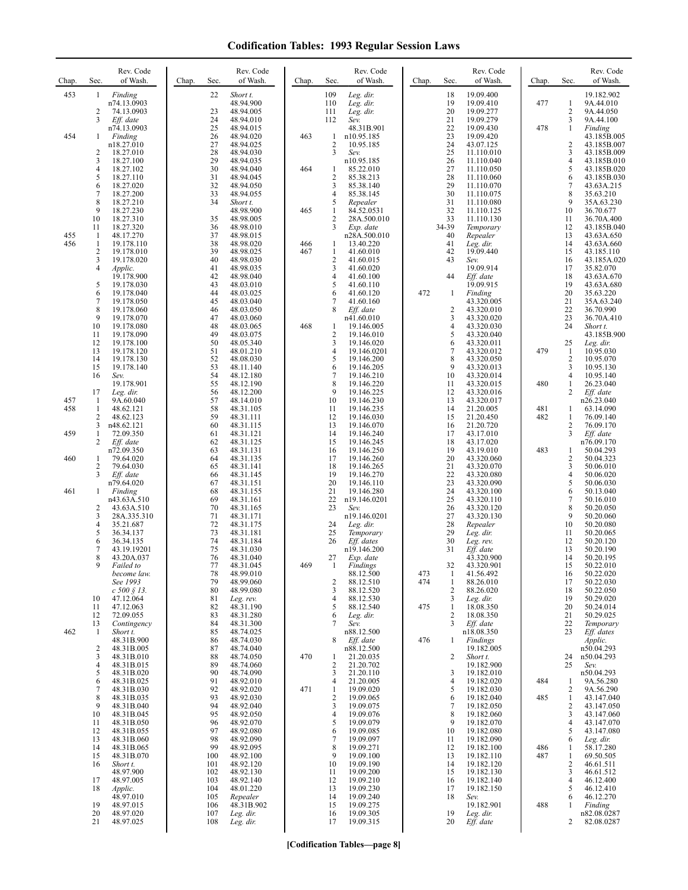# Codification Tables: 1993 Regular Session Laws

| Chap. | Sec. | Rev. Code of Wash. |
|---|---|---|
| 453 | 1 | *Finding* n74.13.0903 |
| | 2 | 74.13.0903 |
| | 3 | *Eff. date* n74.13.0903 |
| 454 | 1 | *Finding* n18.27.010 |
| | 2 | 18.27.010 |
| | 3 | 18.27.100 |
| | 4 | 18.27.102 |
| | 5 | 18.27.110 |
| | 6 | 18.27.020 |
| | 7 | 18.27.200 |
| | 8 | 18.27.210 |
| | 9 | 18.27.230 |
| | 10 | 18.27.310 |
| | 11 | 18.27.320 |
| 455 | 1 | 48.17.270 |
| 456 | 1 | 19.178.110 |
| | 2 | 19.178.010 |
| | 3 | 19.178.020 |
| | 4 | *Applic.* 19.178.900 |
| | 5 | 19.178.030 |
| | 6 | 19.178.040 |
| | 7 | 19.178.050 |
| | 8 | 19.178.060 |
| | 9 | 19.178.070 |
| | 10 | 19.178.080 |
| | 11 | 19.178.090 |
| | 12 | 19.178.100 |
| | 13 | 19.178.120 |
| | 14 | 19.178.130 |
| | 15 | 19.178.140 |
| | 16 | *Sev.* 19.178.901 |
| | 17 | *Leg. dir.* |
| 457 | 1 | 9A.60.040 |
| 458 | 1 | 48.62.121 |
| | 2 | 48.62.123 |
| | 3 | n48.62.121 |
| 459 | 1 | 72.09.350 |
| | 2 | *Eff. date* n72.09.350 |
| 460 | 1 | 79.64.020 |
| | 2 | 79.64.030 |
| | 3 | *Eff. date* n79.64.020 |
| 461 | 1 | *Finding* n43.63A.510 |
| | 2 | 43.63A.510 |
| | 3 | 28A.335.310 |
| | 4 | 35.21.687 |
| | 5 | 36.34.137 |
| | 6 | 36.34.135 |
| | 7 | 43.19.19201 |
| | 8 | 43.20A.037 |
| | 9 | *Failed to become law. See 1993 c 500 § 13.* |
| | 10 | 47.12.064 |
| | 11 | 47.12.063 |
| | 12 | 72.09.055 |
| | 13 | *Contingency* |
| 462 | 1 | *Short t.* 48.31B.900 |
| | 2 | 48.31B.005 |
| | 3 | 48.31B.010 |
| | 4 | 48.31B.015 |
| | 5 | 48.31B.020 |
| | 6 | 48.31B.025 |
| | 7 | 48.31B.030 |
| | 8 | 48.31B.035 |
| | 9 | 48.31B.040 |
| | 10 | 48.31B.045 |
| | 11 | 48.31B.050 |
| | 12 | 48.31B.055 |
| | 13 | 48.31B.060 |
| | 14 | 48.31B.065 |
| | 15 | 48.31B.070 |
| | 16 | *Short t.* 48.97.900 |
| | 17 | 48.97.005 |
| | 18 | *Applic.* 48.97.010 |
| | 19 | 48.97.015 |
| | 20 | 48.97.020 |
| | 21 | 48.97.025 |
| | 22 | *Short t.* 48.94.900 |
| | 23 | 48.94.005 |
| | 24 | 48.94.010 |
| | 25 | 48.94.015 |
| | 26 | 48.94.020 |
| | 27 | 48.94.025 |
| | 28 | 48.94.030 |
| | 29 | 48.94.035 |
| | 30 | 48.94.040 |
| | 31 | 48.94.045 |
| | 32 | 48.94.050 |
| | 33 | 48.94.055 |
| | 34 | *Short t.* 48.98.900 |
| | 35 | 48.98.005 |
| | 36 | 48.98.010 |
| | 37 | 48.98.015 |
| | 38 | 48.98.020 |
| | 39 | 48.98.025 |
| | 40 | 48.98.030 |
| | 41 | 48.98.035 |
| | 42 | 48.98.040 |
| | 43 | 48.03.010 |
| | 44 | 48.03.025 |
| | 45 | 48.03.040 |
| | 46 | 48.03.050 |
| | 47 | 48.03.060 |
| | 48 | 48.03.065 |
| | 49 | 48.03.075 |
| | 50 | 48.05.340 |
| | 51 | 48.01.210 |
| | 52 | 48.08.030 |
| | 53 | 48.11.140 |
| | 54 | 48.12.180 |
| | 55 | 48.12.190 |
| | 56 | 48.12.200 |
| | 57 | 48.14.010 |
| | 58 | 48.31.105 |
| | 59 | 48.31.111 |
| | 60 | 48.31.115 |
| | 61 | 48.31.121 |
| | 62 | 48.31.125 |
| | 63 | 48.31.131 |
| | 64 | 48.31.135 |
| | 65 | 48.31.141 |
| | 66 | 48.31.145 |
| | 67 | 48.31.151 |
| | 68 | 48.31.155 |
| | 69 | 48.31.161 |
| | 70 | 48.31.165 |
| | 71 | 48.31.171 |
| | 72 | 48.31.175 |
| | 73 | 48.31.181 |
| | 74 | 48.31.184 |
| | 75 | 48.31.030 |
| | 76 | 48.31.040 |
| | 77 | 48.31.045 |
| | 78 | 48.99.010 |
| | 79 | 48.99.060 |
| | 80 | 48.99.080 |
| | 81 | *Leg. rev.* |
| | 82 | 48.31.190 |
| | 83 | 48.31.280 |
| | 84 | 48.31.300 |
| | 85 | 48.74.025 |
| | 86 | 48.74.030 |
| | 87 | 48.74.040 |
| | 88 | 48.74.050 |
| | 89 | 48.74.060 |
| | 90 | 48.74.090 |
| | 91 | 48.92.010 |
| | 92 | 48.92.020 |
| | 93 | 48.92.030 |
| | 94 | 48.92.040 |
| | 95 | 48.92.050 |
| | 96 | 48.92.070 |
| | 97 | 48.92.080 |
| | 98 | 48.92.090 |
| | 99 | 48.92.095 |
| | 100 | 48.92.100 |
| | 101 | 48.92.120 |
| | 102 | 48.92.130 |
| | 103 | 48.92.140 |
| | 104 | 48.01.220 |
| | 105 | *Repealer* |
| | 106 | 48.31B.902 |
| | 107 | *Leg. dir.* |
| | 108 | *Leg. dir.* |
| | 109 | *Leg. dir.* |
| | 110 | *Leg. dir.* |
| | 111 | *Leg. dir.* |
| | 112 | *Sev.* 48.31B.901 |
| 463 | 1 | n10.95.185 |
| | 2 | 10.95.185 |
| | 3 | *Sev.* n10.95.185 |
| 464 | 1 | 85.22.010 |
| | 2 | 85.38.213 |
| | 3 | 85.38.140 |
| | 4 | 85.38.145 |
| | 5 | *Repealer* |
| 465 | 1 | 84.52.0531 |
| | 2 | 28A.500.010 |
| | 3 | *Exp. date* n28A.500.010 |
| 466 | 1 | 13.40.220 |
| 467 | 1 | 41.60.010 |
| | 2 | 41.60.015 |
| | 3 | 41.60.020 |
| | 4 | 41.60.100 |
| | 5 | 41.60.110 |
| | 6 | 41.60.120 |
| | 7 | 41.60.160 |
| | 8 | *Eff. date* n41.60.010 |
| 468 | 1 | 19.146.005 |
| | 2 | 19.146.010 |
| | 3 | 19.146.020 |
| | 4 | 19.146.0201 |
| | 5 | 19.146.200 |
| | 6 | 19.146.205 |
| | 7 | 19.146.210 |
| | 8 | 19.146.220 |
| | 9 | 19.146.225 |
| | 10 | 19.146.230 |
| | 11 | 19.146.235 |
| | 12 | 19.146.030 |
| | 13 | 19.146.070 |
| | 14 | 19.146.240 |
| | 15 | 19.146.245 |
| | 16 | 19.146.250 |
| | 17 | 19.146.260 |
| | 18 | 19.146.265 |
| | 19 | 19.146.270 |
| | 20 | 19.146.110 |
| | 21 | 19.146.280 |
| | 22 | n19.146.0201 |
| | 23 | *Sev.* n19.146.0201 |
| | 24 | *Leg. dir.* |
| | 25 | *Temporary* |
| | 26 | *Eff. dates* n19.146.200 |
| | 27 | *Exp. date* |
| 469 | 1 | *Findings* 88.12.500 |
| | 2 | 88.12.510 |
| | 3 | 88.12.520 |
| | 4 | 88.12.530 |
| | 5 | 88.12.540 |
| | 6 | *Leg. dir.* |
| | 7 | *Sev.* n88.12.500 |
| | 8 | *Eff. date* n88.12.500 |
| 470 | 1 | 21.20.035 |
| | 2 | 21.20.702 |
| | 3 | 21.20.110 |
| | 4 | 21.20.005 |
| 471 | 1 | 19.09.020 |
| | 2 | 19.09.065 |
| | 3 | 19.09.075 |
| | 4 | 19.09.076 |
| | 5 | 19.09.079 |
| | 6 | 19.09.085 |
| | 7 | 19.09.097 |
| | 8 | 19.09.271 |
| | 9 | 19.09.100 |
| | 10 | 19.09.190 |
| | 11 | 19.09.200 |
| | 12 | 19.09.210 |
| | 13 | 19.09.230 |
| | 14 | 19.09.240 |
| | 15 | 19.09.275 |
| | 16 | 19.09.305 |
| | 17 | 19.09.315 |
| | 18 | 19.09.400 |
| | 19 | 19.09.410 |
| | 20 | 19.09.277 |
| | 21 | 19.09.279 |
| | 22 | 19.09.430 |
| | 23 | 19.09.420 |
| | 24 | 43.07.125 |
| | 25 | 11.110.010 |
| | 26 | 11.110.040 |
| | 27 | 11.110.050 |
| | 28 | 11.110.060 |
| | 29 | 11.110.070 |
| | 30 | 11.110.075 |
| | 31 | 11.110.080 |
| | 32 | 11.110.125 |
| | 33 | 11.110.130 |
| | 34-39 | *Temporary* |
| | 40 | *Repealer* |
| | 41 | *Leg. dir.* |
| | 42 | 19.09.440 |
| | 43 | *Sev.* 19.09.914 |
| | 44 | *Eff. date* 19.09.915 |
| 472 | 1 | *Finding* 43.320.005 |
| | 2 | 43.320.010 |
| | 3 | 43.320.020 |
| | 4 | 43.320.030 |
| | 5 | 43.320.040 |
| | 6 | 43.320.011 |
| | 7 | 43.320.012 |
| | 8 | 43.320.050 |
| | 9 | 43.320.013 |
| | 10 | 43.320.014 |
| | 11 | 43.320.015 |
| | 12 | 43.320.016 |
| | 13 | 43.320.017 |
| | 14 | 21.20.005 |
| | 15 | 21.20.450 |
| | 16 | 21.20.720 |
| | 17 | 43.17.010 |
| | 18 | 43.17.020 |
| | 19 | 43.19.010 |
| | 20 | 43.320.060 |
| | 21 | 43.320.070 |
| | 22 | 43.320.080 |
| | 23 | 43.320.090 |
| | 24 | 43.320.100 |
| | 25 | 43.320.110 |
| | 26 | 43.320.120 |
| | 27 | 43.320.130 |
| | 28 | *Repealer* |
| | 29 | *Leg. dir.* |
| | 30 | *Leg. rev.* |
| | 31 | *Eff. date* 43.320.900 |
| | 32 | 43.320.901 |
| 473 | 1 | 41.56.492 |
| 474 | 1 | 88.26.010 |
| | 2 | 88.26.020 |
| | 3 | *Leg. dir.* |
| 475 | 1 | 18.08.350 |
| | 2 | 18.08.350 |
| | 3 | *Eff. date* n18.08.350 |
| 476 | 1 | *Findings* 19.182.005 |
| | 2 | *Short t.* 19.182.900 |
| | 3 | 19.182.010 |
| | 4 | 19.182.020 |
| | 5 | 19.182.030 |
| | 6 | 19.182.040 |
| | 7 | 19.182.050 |
| | 8 | 19.182.060 |
| | 9 | 19.182.070 |
| | 10 | 19.182.080 |
| | 11 | 19.182.090 |
| | 12 | 19.182.100 |
| | 13 | 19.182.110 |
| | 14 | 19.182.120 |
| | 15 | 19.182.130 |
| | 16 | 19.182.140 |
| | 17 | 19.182.150 |
| | 18 | *Sev.* 19.182.901 |
| | 19 | *Leg. dir.* |
| | 20 | *Eff. date* 19.182.902 |
| 477 | 1 | 9A.44.010 |
| | 2 | 9A.44.050 |
| | 3 | 9A.44.100 |
| 478 | 1 | *Finding* 43.185B.005 |
| | 2 | 43.185B.007 |
| | 3 | 43.185B.009 |
| | 4 | 43.185B.010 |
| | 5 | 43.185B.020 |
| | 6 | 43.185B.030 |
| | 7 | 43.63A.215 |
| | 8 | 35.63.210 |
| | 9 | 35A.63.230 |
| | 10 | 36.70.677 |
| | 11 | 36.70A.400 |
| | 12 | 43.185B.040 |
| | 13 | 43.63A.650 |
| | 14 | 43.63A.660 |
| | 15 | 43.185.110 |
| | 16 | 43.185A.020 |
| | 17 | 35.82.070 |
| | 18 | 43.63A.670 |
| | 19 | 43.63A.680 |
| | 20 | 35.63.220 |
| | 21 | 35A.63.240 |
| | 22 | 36.70.990 |
| | 23 | 36.70A.410 |
| | 24 | *Short t.* 43.185B.900 |
| | 25 | *Leg. dir.* |
| 479 | 1 | 10.95.030 |
| | 2 | 10.95.070 |
| | 3 | 10.95.130 |
| | 4 | 10.95.140 |
| 480 | 1 | 26.23.040 |
| | 2 | *Eff. date* n26.23.040 |
| 481 | 1 | 63.14.090 |
| 482 | 1 | 76.09.140 |
| | 2 | 76.09.170 |
| | 3 | *Eff. date* n76.09.170 |
| 483 | 1 | 50.04.293 |
| | 2 | 50.04.323 |
| | 3 | 50.06.010 |
| | 4 | 50.06.020 |
| | 5 | 50.06.030 |
| | 6 | 50.13.040 |
| | 7 | 50.16.010 |
| | 8 | 50.20.050 |
| | 9 | 50.20.060 |
| | 10 | 50.20.080 |
| | 11 | 50.20.065 |
| | 12 | 50.20.120 |
| | 13 | 50.20.190 |
| | 14 | 50.20.195 |
| | 15 | 50.22.010 |
| | 16 | 50.22.020 |
| | 17 | 50.22.030 |
| | 18 | 50.22.050 |
| | 19 | 50.29.020 |
| | 20 | 50.24.014 |
| | 21 | 50.29.025 |
| | 22 | *Temporary* |
| | 23 | *Eff. dates Applic.* n50.04.293 |
| | 24 | n50.04.293 |
| | 25 | *Sev.* n50.04.293 |
| 484 | 1 | 9A.56.280 |
| | 2 | 9A.56.290 |
| 485 | 1 | 43.147.040 |
| | 2 | 43.147.050 |
| | 3 | 43.147.060 |
| | 4 | 43.147.070 |
| | 5 | 43.147.080 |
| | 6 | *Leg. dir.* |
| 486 | 1 | 58.17.280 |
| 487 | 1 | 69.50.505 |
| | 2 | 46.61.511 |
| | 3 | 46.61.512 |
| | 4 | 46.12.400 |
| | 5 | 46.12.410 |
| | 6 | 46.12.270 |
| 488 | 1 | *Finding* n82.08.0287 |
| | 2 | 82.08.0287 |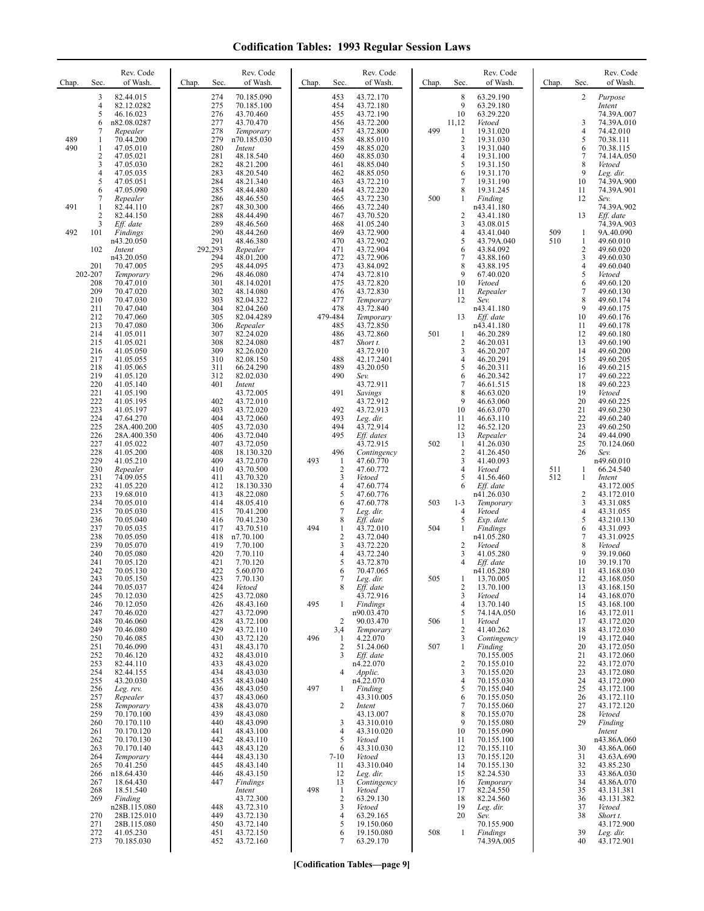# Codification Tables: 1993 Regular Session Laws

| Chap. | Sec. | Rev. Code of Wash. |
|---|---|---|
| | 3 | 82.44.015 |
| | 4 | 82.12.0282 |
| | 5 | 46.16.023 |
| | 6 | n82.08.0287 |
| | 7 | *Repealer* |
| 489 | 1 | 70.44.200 |
| 490 | 1 | 47.05.010 |
| | 2 | 47.05.021 |
| | 3 | 47.05.030 |
| | 4 | 47.05.035 |
| | 5 | 47.05.051 |
| | 6 | 47.05.090 |
| | 7 | *Repealer* |
| 491 | 1 | 82.44.110 |
| | 2 | 82.44.150 |
| | 3 | *Eff. date* |
| 492 | 101 | *Findings* n43.20.050 |
| | 102 | *Intent* n43.20.050 |
| | 201 | 70.47.005 |
| | 202-207 | *Temporary* |
| | 208 | 70.47.010 |
| | 209 | 70.47.020 |
| | 210 | 70.47.030 |
| | 211 | 70.47.040 |
| | 212 | 70.47.060 |
| | 213 | 70.47.080 |
| | 214 | 41.05.011 |
| | 215 | 41.05.021 |
| | 216 | 41.05.050 |
| | 217 | 41.05.055 |
| | 218 | 41.05.065 |
| | 219 | 41.05.120 |
| | 220 | 41.05.140 |
| | 221 | 41.05.190 |
| | 222 | 41.05.195 |
| | 223 | 41.05.197 |
| | 224 | 47.64.270 |
| | 225 | 28A.400.200 |
| | 226 | 28A.400.350 |
| | 227 | 41.05.022 |
| | 228 | 41.05.200 |
| | 229 | 41.05.210 |
| | 230 | *Repealer* |
| | 231 | 74.09.055 |
| | 232 | 41.05.220 |
| | 233 | 19.68.010 |
| | 234 | 70.05.010 |
| | 235 | 70.05.030 |
| | 236 | 70.05.040 |
| | 237 | 70.05.035 |
| | 238 | 70.05.050 |
| | 239 | 70.05.070 |
| | 240 | 70.05.080 |
| | 241 | 70.05.120 |
| | 242 | 70.05.130 |
| | 243 | 70.05.150 |
| | 244 | 70.05.037 |
| | 245 | 70.12.030 |
| | 246 | 70.12.050 |
| | 247 | 70.46.020 |
| | 248 | 70.46.060 |
| | 249 | 70.46.080 |
| | 250 | 70.46.085 |
| | 251 | 70.46.090 |
| | 252 | 70.46.120 |
| | 253 | 82.44.110 |
| | 254 | 82.44.155 |
| | 255 | 43.20.030 |
| | 256 | *Leg. rev.* |
| | 257 | *Repealer* |
| | 258 | *Temporary* |
| | 259 | 70.170.100 |
| | 260 | 70.170.110 |
| | 261 | 70.170.120 |
| | 262 | 70.170.130 |
| | 263 | 70.170.140 |
| | 264 | *Temporary* |
| | 265 | 70.41.250 |
| | 266 | n18.64.430 |
| | 267 | 18.64.430 |
| | 268 | 18.51.540 |
| | 269 | *Finding* n28B.115.080 |
| | 270 | 28B.125.010 |
| | 271 | 28B.115.080 |
| | 272 | 41.05.230 |
| | 273 | 70.185.030 |
| | 274 | 70.185.090 |
| | 275 | 70.185.100 |
| | 276 | 43.70.460 |
| | 277 | 43.70.470 |
| | 278 | *Temporary* |
| | 279 | n70.185.030 |
| | 280 | *Intent* |
| | 281 | 48.18.540 |
| | 282 | 48.21.200 |
| | 283 | 48.20.540 |
| | 284 | 48.21.340 |
| | 285 | 48.44.480 |
| | 286 | 48.46.550 |
| | 287 | 48.30.300 |
| | 288 | 48.44.490 |
| | 289 | 48.46.560 |
| | 290 | 48.44.260 |
| | 291 | 48.46.380 |
| | 292,293 | *Repealer* |
| | 294 | 48.01.200 |
| | 295 | 48.44.095 |
| | 296 | 48.46.080 |
| | 301 | 48.14.0201 |
| | 302 | 48.14.080 |
| | 303 | 82.04.322 |
| | 304 | 82.04.260 |
| | 305 | 82.04.4289 |
| | 306 | *Repealer* |
| | 307 | 82.24.020 |
| | 308 | 82.24.080 |
| | 309 | 82.26.020 |
| | 310 | 82.08.150 |
| | 311 | 66.24.290 |
| | 312 | 82.02.030 |
| | 401 | *Intent* 43.72.005 |
| | 402 | 43.72.010 |
| | 403 | 43.72.020 |
| | 404 | 43.72.060 |
| | 405 | 43.72.030 |
| | 406 | 43.72.040 |
| | 407 | 43.72.050 |
| | 408 | 18.130.320 |
| | 409 | 43.72.070 |
| | 410 | 43.70.500 |
| | 411 | 43.70.320 |
| | 412 | 18.130.330 |
| | 413 | 48.22.080 |
| | 414 | 48.05.410 |
| | 415 | 70.41.200 |
| | 416 | 70.41.230 |
| | 417 | 43.70.510 |
| | 418 | n7.70.100 |
| | 419 | 7.70.100 |
| | 420 | 7.70.110 |
| | 421 | 7.70.120 |
| | 422 | 5.60.070 |
| | 423 | 7.70.130 |
| | 424 | *Vetoed* |
| | 425 | 43.72.080 |
| | 426 | 48.43.160 |
| | 427 | 43.72.090 |
| | 428 | 43.72.100 |
| | 429 | 43.72.110 |
| | 430 | 43.72.120 |
| | 431 | 48.43.170 |
| | 432 | 48.43.010 |
| | 433 | 48.43.020 |
| | 434 | 48.43.030 |
| | 435 | 48.43.040 |
| | 436 | 48.43.050 |
| | 437 | 48.43.060 |
| | 438 | 48.43.070 |
| | 439 | 48.43.080 |
| | 440 | 48.43.090 |
| | 441 | 48.43.100 |
| | 442 | 48.43.110 |
| | 443 | 48.43.120 |
| | 444 | 48.43.130 |
| | 445 | 48.43.140 |
| | 446 | 48.43.150 |
| | 447 | *Findings Intent* 43.72.300 |
| | 448 | 43.72.310 |
| | 449 | 43.72.130 |
| | 450 | 43.72.140 |
| | 451 | 43.72.150 |
| | 452 | 43.72.160 |
| | 453 | 43.72.170 |
| | 454 | 43.72.180 |
| | 455 | 43.72.190 |
| | 456 | 43.72.200 |
| | 457 | 43.72.800 |
| | 458 | 48.85.010 |
| | 459 | 48.85.020 |
| | 460 | 48.85.030 |
| | 461 | 48.85.040 |
| | 462 | 48.85.050 |
| | 463 | 43.72.210 |
| | 464 | 43.72.220 |
| | 465 | 43.72.230 |
| | 466 | 43.72.240 |
| | 467 | 43.70.520 |
| | 468 | 41.05.240 |
| | 469 | 43.72.900 |
| | 470 | 43.72.902 |
| | 471 | 43.72.904 |
| | 472 | 43.72.906 |
| | 473 | 43.84.092 |
| | 474 | 43.72.810 |
| | 475 | 43.72.820 |
| | 476 | 43.72.830 |
| | 477 | *Temporary* |
| | 478 | 43.72.840 |
| | 479-484 | *Temporary* |
| | 485 | 43.72.850 |
| | 486 | 43.72.860 |
| | 487 | *Short t.* 43.72.910 |
| | 488 | 42.17.2401 |
| | 489 | 43.20.050 |
| | 490 | *Sev.* 43.72.911 |
| | 491 | *Savings* 43.72.912 |
| | 492 | 43.72.913 |
| | 493 | *Leg. dir.* |
| | 494 | 43.72.914 |
| | 495 | *Eff. dates* 43.72.915 |
| | 496 | *Contingency* |
| 493 | 1 | 47.60.770 |
| | 2 | 47.60.772 |
| | 3 | *Vetoed* |
| | 4 | 47.60.774 |
| | 5 | 47.60.776 |
| | 6 | 47.60.778 |
| | 7 | *Leg. dir.* |
| | 8 | *Eff. date* |
| 494 | 1 | 43.72.010 |
| | 2 | 43.72.040 |
| | 3 | 43.72.220 |
| | 4 | 43.72.240 |
| | 5 | 43.72.870 |
| | 6 | 70.47.065 |
| | 7 | *Leg. dir.* |
| | 8 | *Eff. date* 43.72.916 |
| 495 | 1 | *Findings* n90.03.470 |
| | 2 | 90.03.470 |
| | 3,4 | *Temporary* |
| 496 | 1 | 4.22.070 |
| | 2 | 51.24.060 |
| | 3 | *Eff. date* n4.22.070 |
| | 4 | *Applic.* n4.22.070 |
| 497 | 1 | *Finding* 43.310.005 |
| | 2 | *Intent* 43.13.007 |
| | 3 | 43.310.010 |
| | 4 | 43.310.020 |
| | 5 | *Vetoed* |
| | 6 | 43.310.030 |
| | 7-10 | *Vetoed* |
| | 11 | 43.310.040 |
| | 12 | *Leg. dir.* |
| | 13 | *Contingency* |
| 498 | 1 | *Vetoed* |
| | 2 | 63.29.130 |
| | 3 | *Vetoed* |
| | 4 | 63.29.165 |
| | 5 | 19.150.060 |
| | 6 | 19.150.080 |
| | 7 | 63.29.170 |
| | 8 | 63.29.190 |
| | 9 | 63.29.180 |
| | 10 | 63.29.220 |
| | 11,12 | *Vetoed* |
| 499 | 1 | 19.31.020 |
| | 2 | 19.31.030 |
| | 3 | 19.31.040 |
| | 4 | 19.31.100 |
| | 5 | 19.31.150 |
| | 6 | 19.31.170 |
| | 7 | 19.31.190 |
| | 8 | 19.31.245 |
| 500 | 1 | *Finding* n43.41.180 |
| | 2 | 43.41.180 |
| | 3 | 43.08.015 |
| | 4 | 43.41.040 |
| | 5 | 43.79A.040 |
| | 6 | 43.84.092 |
| | 7 | 43.88.160 |
| | 8 | 43.88.195 |
| | 9 | 67.40.020 |
| | 10 | *Vetoed* |
| | 11 | *Repealer* |
| | 12 | *Sev.* n43.41.180 |
| | 13 | *Eff. date* n43.41.180 |
| 501 | 1 | 46.20.289 |
| | 2 | 46.20.031 |
| | 3 | 46.20.207 |
| | 4 | 46.20.291 |
| | 5 | 46.20.311 |
| | 6 | 46.20.342 |
| | 7 | 46.61.515 |
| | 8 | 46.63.020 |
| | 9 | 46.63.060 |
| | 10 | 46.63.070 |
| | 11 | 46.63.110 |
| | 12 | 46.52.120 |
| | 13 | *Repealer* |
| 502 | 1 | 41.26.030 |
| | 2 | 41.26.450 |
| | 3 | 41.40.093 |
| | 4 | *Vetoed* |
| | 5 | 41.56.460 |
| | 6 | *Eff. date* n41.26.030 |
| 503 | 1-3 | *Temporary* |
| | 4 | *Vetoed* |
| | 5 | *Exp. date* |
| 504 | 1 | *Findings* n41.05.280 |
| | 2 | *Vetoed* |
| | 3 | 41.05.280 |
| | 4 | *Eff. date* n41.05.280 |
| 505 | 1 | 13.70.005 |
| | 2 | 13.70.100 |
| | 3 | *Vetoed* |
| | 4 | 13.70.140 |
| | 5 | 74.14A.050 |
| 506 | 1 | *Vetoed* |
| | 2 | 41.40.262 |
| | 3 | *Contingency* |
| 507 | 1 | *Finding* 70.155.005 |
| | 2 | 70.155.010 |
| | 3 | 70.155.020 |
| | 4 | 70.155.030 |
| | 5 | 70.155.040 |
| | 6 | 70.155.050 |
| | 7 | 70.155.060 |
| | 8 | 70.155.070 |
| | 9 | 70.155.080 |
| | 10 | 70.155.090 |
| | 11 | 70.155.100 |
| | 12 | 70.155.110 |
| | 13 | 70.155.120 |
| | 14 | 70.155.130 |
| | 15 | 82.24.530 |
| | 16 | *Temporary* |
| | 17 | 82.24.550 |
| | 18 | 82.24.560 |
| | 19 | *Leg. dir.* |
| | 20 | *Sev.* 70.155.900 |
| 508 | 1 | *Findings* 74.39A.005 |
| | 2 | *Purpose Intent* 74.39A.007 |
| | 3 | 74.39A.010 |
| | 4 | 74.42.010 |
| | 5 | 70.38.111 |
| | 6 | 70.38.115 |
| | 7 | 74.14A.050 |
| | 8 | *Vetoed* |
| | 9 | *Leg. dir.* |
| | 10 | 74.39A.900 |
| | 11 | 74.39A.901 |
| | 12 | *Sev.* 74.39A.902 |
| | 13 | *Eff. date* 74.39A.903 |
| 509 | 1 | 9A.40.090 |
| 510 | 1 | 49.60.010 |
| | 2 | 49.60.020 |
| | 3 | 49.60.030 |
| | 4 | 49.60.040 |
| | 5 | *Vetoed* |
| | 6 | 49.60.120 |
| | 7 | 49.60.130 |
| | 8 | 49.60.174 |
| | 9 | 49.60.175 |
| | 10 | 49.60.176 |
| | 11 | 49.60.178 |
| | 12 | 49.60.180 |
| | 13 | 49.60.190 |
| | 14 | 49.60.200 |
| | 15 | 49.60.205 |
| | 16 | 49.60.215 |
| | 17 | 49.60.222 |
| | 18 | 49.60.223 |
| | 19 | *Vetoed* |
| | 20 | 49.60.225 |
| | 21 | 49.60.230 |
| | 22 | 49.60.240 |
| | 23 | 49.60.250 |
| | 24 | 49.44.090 |
| | 25 | 70.124.060 |
| | 26 | *Sev.* n49.60.010 |
| 511 | 1 | 66.24.540 |
| 512 | 1 | *Intent* 43.172.005 |
| | 2 | 43.172.010 |
| | 3 | 43.31.085 |
| | 4 | 43.31.055 |
| | 5 | 43.210.130 |
| | 6 | 43.31.093 |
| | 7 | 43.31.0925 |
| | 8 | *Vetoed* |
| | 9 | 39.19.060 |
| | 10 | 39.19.170 |
| | 11 | 43.168.030 |
| | 12 | 43.168.050 |
| | 13 | 43.168.150 |
| | 14 | 43.168.070 |
| | 15 | 43.168.100 |
| | 16 | 43.172.011 |
| | 17 | 43.172.020 |
| | 18 | 43.172.030 |
| | 19 | 43.172.040 |
| | 20 | 43.172.050 |
| | 21 | 43.172.060 |
| | 22 | 43.172.070 |
| | 23 | 43.172.080 |
| | 24 | 43.172.090 |
| | 25 | 43.172.100 |
| | 26 | 43.172.110 |
| | 27 | 43.172.120 |
| | 28 | *Vetoed* |
| | 29 | *Finding Intent* n43.86A.060 |
| | 30 | 43.86A.060 |
| | 31 | 43.63A.690 |
| | 32 | 43.85.230 |
| | 33 | 43.86A.030 |
| | 34 | 43.86A.070 |
| | 35 | 43.131.381 |
| | 36 | 43.131.382 |
| | 37 | *Vetoed* |
| | 38 | *Short t.* 43.172.900 |
| | 39 | *Leg. dir.* |
| | 40 | 43.172.901 |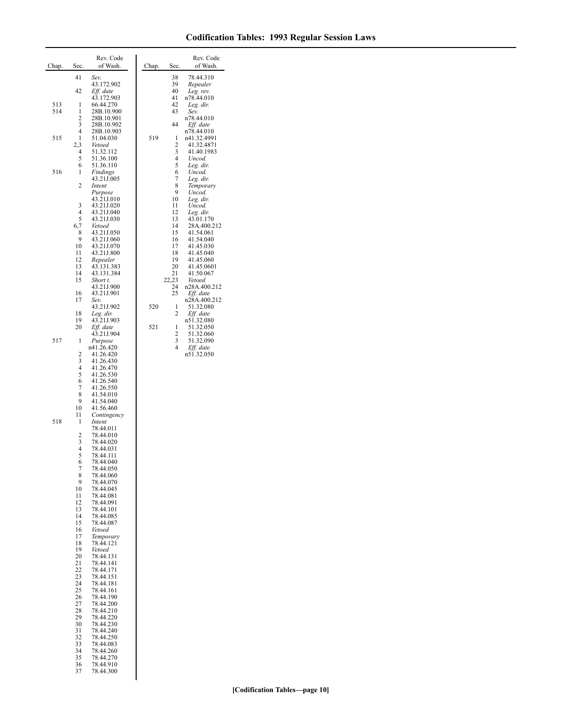## Codification Tables: 1993 Regular Session Laws

| Chap. | Sec. | Rev. Code of Wash. |
|---|---|---|
| | 41 | *Sev.* 43.172.902 |
| | 42 | *Eff. date* 43.172.903 |
| 513 | 1 | 66.44.270 |
| 514 | 1 | 28B.10.900 |
| | 2 | 28B.10.901 |
| | 3 | 28B.10.902 |
| | 4 | 28B.10.903 |
| 515 | 1 | 51.04.030 |
| | 2,3 | *Vetoed* |
| | 4 | 51.32.112 |
| | 5 | 51.36.100 |
| | 6 | 51.36.110 |
| 516 | 1 | *Findings* 43.21J.005 |
| | 2 | *Intent Purpose* 43.21J.010 |
| | 3 | 43.21J.020 |
| | 4 | 43.21J.040 |
| | 5 | 43.21J.030 |
| | 6,7 | *Vetoed* |
| | 8 | 43.21J.050 |
| | 9 | 43.21J.060 |
| | 10 | 43.21J.070 |
| | 11 | 43.21J.800 |
| | 12 | *Repealer* |
| | 13 | 43.131.383 |
| | 14 | 43.131.384 |
| | 15 | *Short t.* 43.21J.900 |
| | 16 | 43.21J.901 |
| | 17 | *Sev.* 43.21J.902 |
| | 18 | *Leg. dir.* |
| | 19 | 43.21J.903 |
| | 20 | *Eff. date* 43.21J.904 |
| 517 | 1 | *Purpose* n41.26.420 |
| | 2 | 41.26.420 |
| | 3 | 41.26.430 |
| | 4 | 41.26.470 |
| | 5 | 41.26.530 |
| | 6 | 41.26.540 |
| | 7 | 41.26.550 |
| | 8 | 41.54.010 |
| | 9 | 41.54.040 |
| | 10 | 41.56.460 |
| | 11 | *Contingency* |
| 518 | 1 | *Intent* 78.44.011 |
| | 2 | 78.44.010 |
| | 3 | 78.44.020 |
| | 4 | 78.44.031 |
| | 5 | 78.44.111 |
| | 6 | 78.44.040 |
| | 7 | 78.44.050 |
| | 8 | 78.44.060 |
| | 9 | 78.44.070 |
| | 10 | 78.44.045 |
| | 11 | 78.44.081 |
| | 12 | 78.44.091 |
| | 13 | 78.44.101 |
| | 14 | 78.44.085 |
| | 15 | 78.44.087 |
| | 16 | *Vetoed* |
| | 17 | *Temporary* |
| | 18 | 78.44.121 |
| | 19 | *Vetoed* |
| | 20 | 78.44.131 |
| | 21 | 78.44.141 |
| | 22 | 78.44.171 |
| | 23 | 78.44.151 |
| | 24 | 78.44.181 |
| | 25 | 78.44.161 |
| | 26 | 78.44.190 |
| | 27 | 78.44.200 |
| | 28 | 78.44.210 |
| | 29 | 78.44.220 |
| | 30 | 78.44.230 |
| | 31 | 78.44.240 |
| | 32 | 78.44.250 |
| | 33 | 78.44.083 |
| | 34 | 78.44.260 |
| | 35 | 78.44.270 |
| | 36 | 78.44.910 |
| | 37 | 78.44.300 |
| | 38 | 78.44.310 |
| | 39 | *Repealer* |
| | 40 | *Leg. rev.* |
| | 41 | n78.44.010 |
| | 42 | *Leg. dir.* |
| | 43 | *Sev.* n78.44.010 |
| | 44 | *Eff. date* n78.44.010 |
| 519 | 1 | n41.32.4991 |
| | 2 | 41.32.4871 |
| | 3 | 41.40.1983 |
| | 4 | *Uncod.* |
| | 5 | *Leg. dir.* |
| | 6 | *Uncod.* |
| | 7 | *Leg. dir.* |
| | 8 | *Temporary* |
| | 9 | *Uncod.* |
| | 10 | *Leg. dir.* |
| | 11 | *Uncod.* |
| | 12 | *Leg. dir.* |
| | 13 | 43.01.170 |
| | 14 | 28A.400.212 |
| | 15 | 41.54.061 |
| | 16 | 41.54.040 |
| | 17 | 41.45.030 |
| | 18 | 41.45.040 |
| | 19 | 41.45.060 |
| | 20 | 41.45.0601 |
| | 21 | 41.50.067 |
| | 22,23 | *Vetoed* |
| | 24 | n28A.400.212 |
| | 25 | *Eff. date* n28A.400.212 |
| 520 | 1 | 51.32.080 |
| | 2 | *Eff. date* n51.32.080 |
| 521 | 1 | 51.32.050 |
| | 2 | 51.32.060 |
| | 3 | 51.32.090 |
| | 4 | *Eff. date* n51.32.050 |